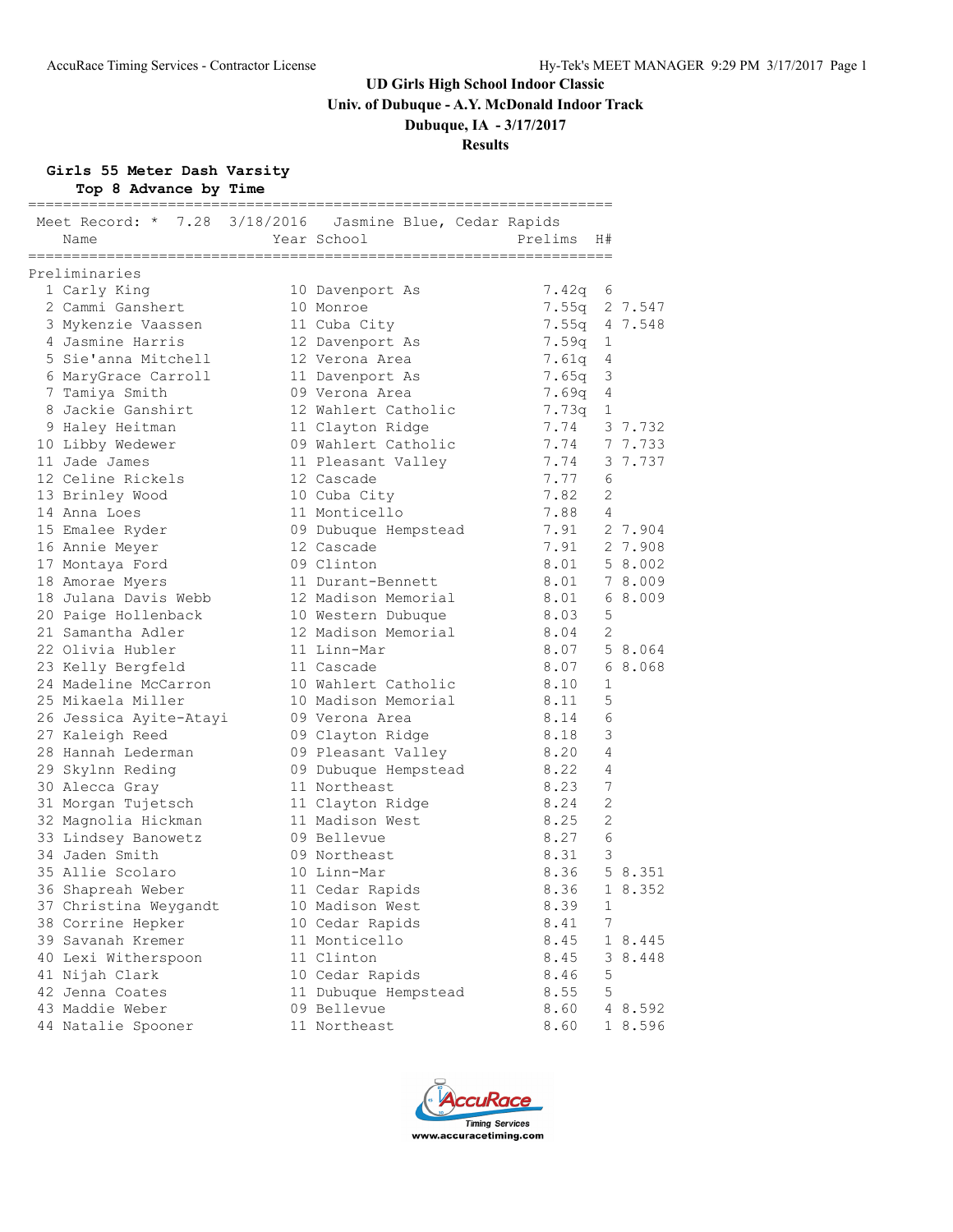# UD Girls High School Indoor Classic

**Univ. of Dubuque - A.Y. McDonald Indoor Track**

**Dubuque, IA - 3/17/2017**

**Results**

## Girls 55 Meter Dash Varsity

**Top 8 Advance by Time**

Meet Record: * 7.28 3/18/2016 Jasmine Blue, Cedar Rapids

Preliminaries

| | Name | Year | School | Prelims | H# | |
|---|---|---|---|---|---|---|
| 1 | Carly King | 10 | Davenport As | 7.42q | 6 | |
| 2 | Cammi Ganshert | 10 | Monroe | 7.55q | 2 | 7.547 |
| 3 | Mykenzie Vaassen | 11 | Cuba City | 7.55q | 4 | 7.548 |
| 4 | Jasmine Harris | 12 | Davenport As | 7.59q | 1 | |
| 5 | Sie'anna Mitchell | 12 | Verona Area | 7.61q | 4 | |
| 6 | MaryGrace Carroll | 11 | Davenport As | 7.65q | 3 | |
| 7 | Tamiya Smith | 09 | Verona Area | 7.69q | 4 | |
| 8 | Jackie Ganshirt | 12 | Wahlert Catholic | 7.73q | 1 | |
| 9 | Haley Heitman | 11 | Clayton Ridge | 7.74 | 3 | 7.732 |
| 10 | Libby Wedewer | 09 | Wahlert Catholic | 7.74 | 7 | 7.733 |
| 11 | Jade James | 11 | Pleasant Valley | 7.74 | 3 | 7.737 |
| 12 | Celine Rickels | 12 | Cascade | 7.77 | 6 | |
| 13 | Brinley Wood | 10 | Cuba City | 7.82 | 2 | |
| 14 | Anna Loes | 11 | Monticello | 7.88 | 4 | |
| 15 | Emalee Ryder | 09 | Dubuque Hempstead | 7.91 | 2 | 7.904 |
| 16 | Annie Meyer | 12 | Cascade | 7.91 | 2 | 7.908 |
| 17 | Montaya Ford | 09 | Clinton | 8.01 | 5 | 8.002 |
| 18 | Amorae Myers | 11 | Durant-Bennett | 8.01 | 7 | 8.009 |
| 18 | Julana Davis Webb | 12 | Madison Memorial | 8.01 | 6 | 8.009 |
| 20 | Paige Hollenback | 10 | Western Dubuque | 8.03 | 5 | |
| 21 | Samantha Adler | 12 | Madison Memorial | 8.04 | 2 | |
| 22 | Olivia Hubler | 11 | Linn-Mar | 8.07 | 5 | 8.064 |
| 23 | Kelly Bergfeld | 11 | Cascade | 8.07 | 6 | 8.068 |
| 24 | Madeline McCarron | 10 | Wahlert Catholic | 8.10 | 1 | |
| 25 | Mikaela Miller | 10 | Madison Memorial | 8.11 | 5 | |
| 26 | Jessica Ayite-Atayi | 09 | Verona Area | 8.14 | 6 | |
| 27 | Kaleigh Reed | 09 | Clayton Ridge | 8.18 | 3 | |
| 28 | Hannah Lederman | 09 | Pleasant Valley | 8.20 | 4 | |
| 29 | Skylnn Reding | 09 | Dubuque Hempstead | 8.22 | 4 | |
| 30 | Alecca Gray | 11 | Northeast | 8.23 | 7 | |
| 31 | Morgan Tujetsch | 11 | Clayton Ridge | 8.24 | 2 | |
| 32 | Magnolia Hickman | 11 | Madison West | 8.25 | 2 | |
| 33 | Lindsey Banowetz | 09 | Bellevue | 8.27 | 6 | |
| 34 | Jaden Smith | 09 | Northeast | 8.31 | 3 | |
| 35 | Allie Scolaro | 10 | Linn-Mar | 8.36 | 5 | 8.351 |
| 36 | Shapreah Weber | 11 | Cedar Rapids | 8.36 | 1 | 8.352 |
| 37 | Christina Weygandt | 10 | Madison West | 8.39 | 1 | |
| 38 | Corrine Hepker | 10 | Cedar Rapids | 8.41 | 7 | |
| 39 | Savanah Kremer | 11 | Monticello | 8.45 | 1 | 8.445 |
| 40 | Lexi Witherspoon | 11 | Clinton | 8.45 | 3 | 8.448 |
| 41 | Nijah Clark | 10 | Cedar Rapids | 8.46 | 5 | |
| 42 | Jenna Coates | 11 | Dubuque Hempstead | 8.55 | 5 | |
| 43 | Maddie Weber | 09 | Bellevue | 8.60 | 4 | 8.592 |
| 44 | Natalie Spooner | 11 | Northeast | 8.60 | 1 | 8.596 |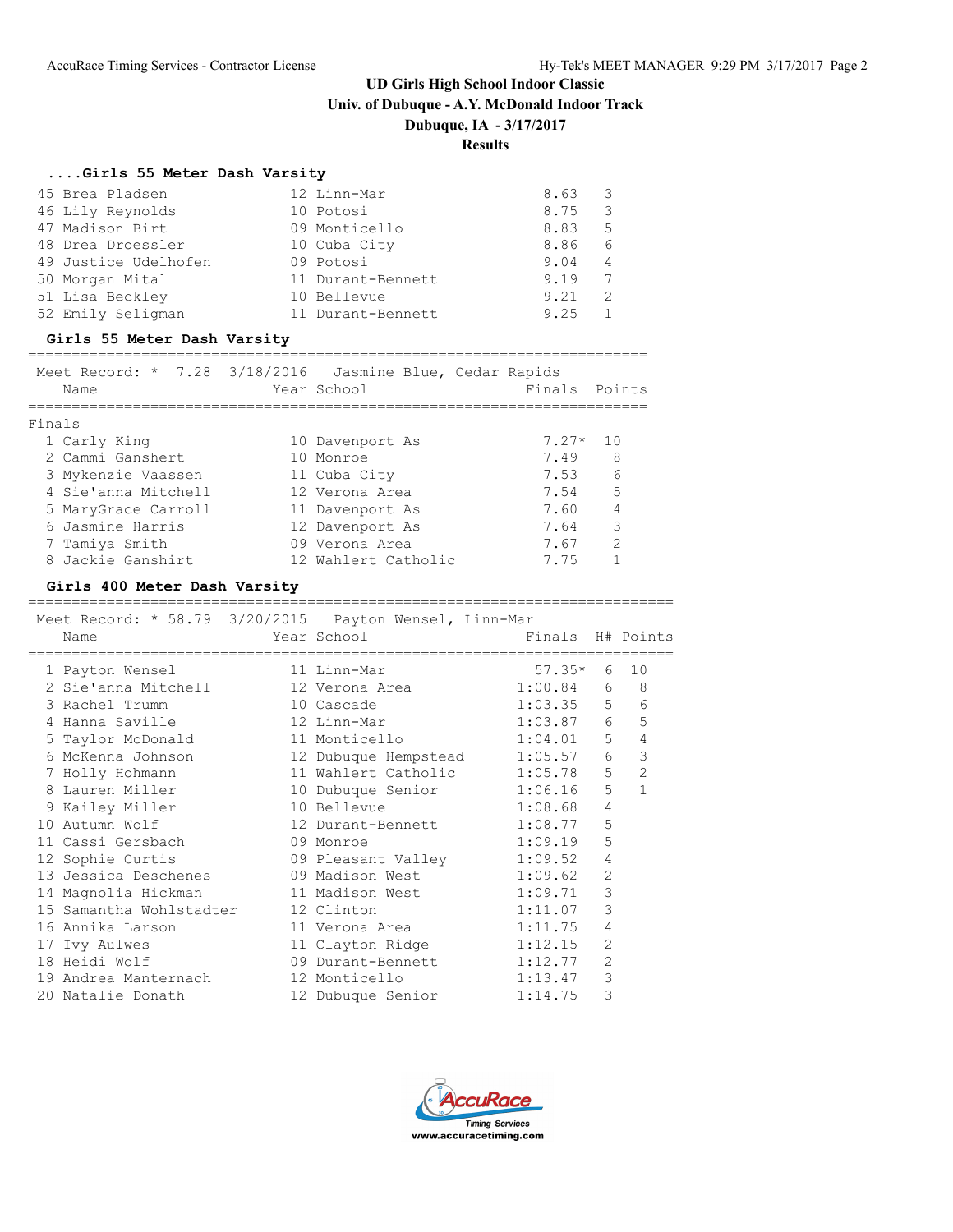# UD Girls High School Indoor Classic

**Univ. of Dubuque - A.Y. McDonald Indoor Track**

**Dubuque, IA - 3/17/2017**

**Results**

### ....Girls 55 Meter Dash Varsity

| | Name | Year | School | Finals | H# |
|---|---|---|---|---|---|
| 45 | Brea Pladsen | 12 | Linn-Mar | 8.63 | 3 |
| 46 | Lily Reynolds | 10 | Potosi | 8.75 | 3 |
| 47 | Madison Birt | 09 | Monticello | 8.83 | 5 |
| 48 | Drea Droessler | 10 | Cuba City | 8.86 | 6 |
| 49 | Justice Udelhofen | 09 | Potosi | 9.04 | 4 |
| 50 | Morgan Mital | 11 | Durant-Bennett | 9.19 | 7 |
| 51 | Lisa Beckley | 10 | Bellevue | 9.21 | 2 |
| 52 | Emily Seligman | 11 | Durant-Bennett | 9.25 | 1 |

### Girls 55 Meter Dash Varsity

Meet Record: * 7.28 3/18/2016 Jasmine Blue, Cedar Rapids

Finals

| | Name | Year | School | Finals | Points |
|---|---|---|---|---|---|
| 1 | Carly King | 10 | Davenport As | 7.27* | 10 |
| 2 | Cammi Ganshert | 10 | Monroe | 7.49 | 8 |
| 3 | Mykenzie Vaassen | 11 | Cuba City | 7.53 | 6 |
| 4 | Sie'anna Mitchell | 12 | Verona Area | 7.54 | 5 |
| 5 | MaryGrace Carroll | 11 | Davenport As | 7.60 | 4 |
| 6 | Jasmine Harris | 12 | Davenport As | 7.64 | 3 |
| 7 | Tamiya Smith | 09 | Verona Area | 7.67 | 2 |
| 8 | Jackie Ganshirt | 12 | Wahlert Catholic | 7.75 | 1 |

### Girls 400 Meter Dash Varsity

Meet Record: * 58.79 3/20/2015 Payton Wensel, Linn-Mar

| | Name | Year | School | Finals | H# | Points |
|---|---|---|---|---|---|---|
| 1 | Payton Wensel | 11 | Linn-Mar | 57.35* | 6 | 10 |
| 2 | Sie'anna Mitchell | 12 | Verona Area | 1:00.84 | 6 | 8 |
| 3 | Rachel Trumm | 10 | Cascade | 1:03.35 | 5 | 6 |
| 4 | Hanna Saville | 12 | Linn-Mar | 1:03.87 | 6 | 5 |
| 5 | Taylor McDonald | 11 | Monticello | 1:04.01 | 5 | 4 |
| 6 | McKenna Johnson | 12 | Dubuque Hempstead | 1:05.57 | 6 | 3 |
| 7 | Holly Hohmann | 11 | Wahlert Catholic | 1:05.78 | 5 | 2 |
| 8 | Lauren Miller | 10 | Dubuque Senior | 1:06.16 | 5 | 1 |
| 9 | Kailey Miller | 10 | Bellevue | 1:08.68 | 4 | |
| 10 | Autumn Wolf | 12 | Durant-Bennett | 1:08.77 | 5 | |
| 11 | Cassi Gersbach | 09 | Monroe | 1:09.19 | 5 | |
| 12 | Sophie Curtis | 09 | Pleasant Valley | 1:09.52 | 4 | |
| 13 | Jessica Deschenes | 09 | Madison West | 1:09.62 | 2 | |
| 14 | Magnolia Hickman | 11 | Madison West | 1:09.71 | 3 | |
| 15 | Samantha Wohlstadter | 12 | Clinton | 1:11.07 | 3 | |
| 16 | Annika Larson | 11 | Verona Area | 1:11.75 | 4 | |
| 17 | Ivy Aulwes | 11 | Clayton Ridge | 1:12.15 | 2 | |
| 18 | Heidi Wolf | 09 | Durant-Bennett | 1:12.77 | 2 | |
| 19 | Andrea Manternach | 12 | Monticello | 1:13.47 | 3 | |
| 20 | Natalie Donath | 12 | Dubuque Senior | 1:14.75 | 3 | |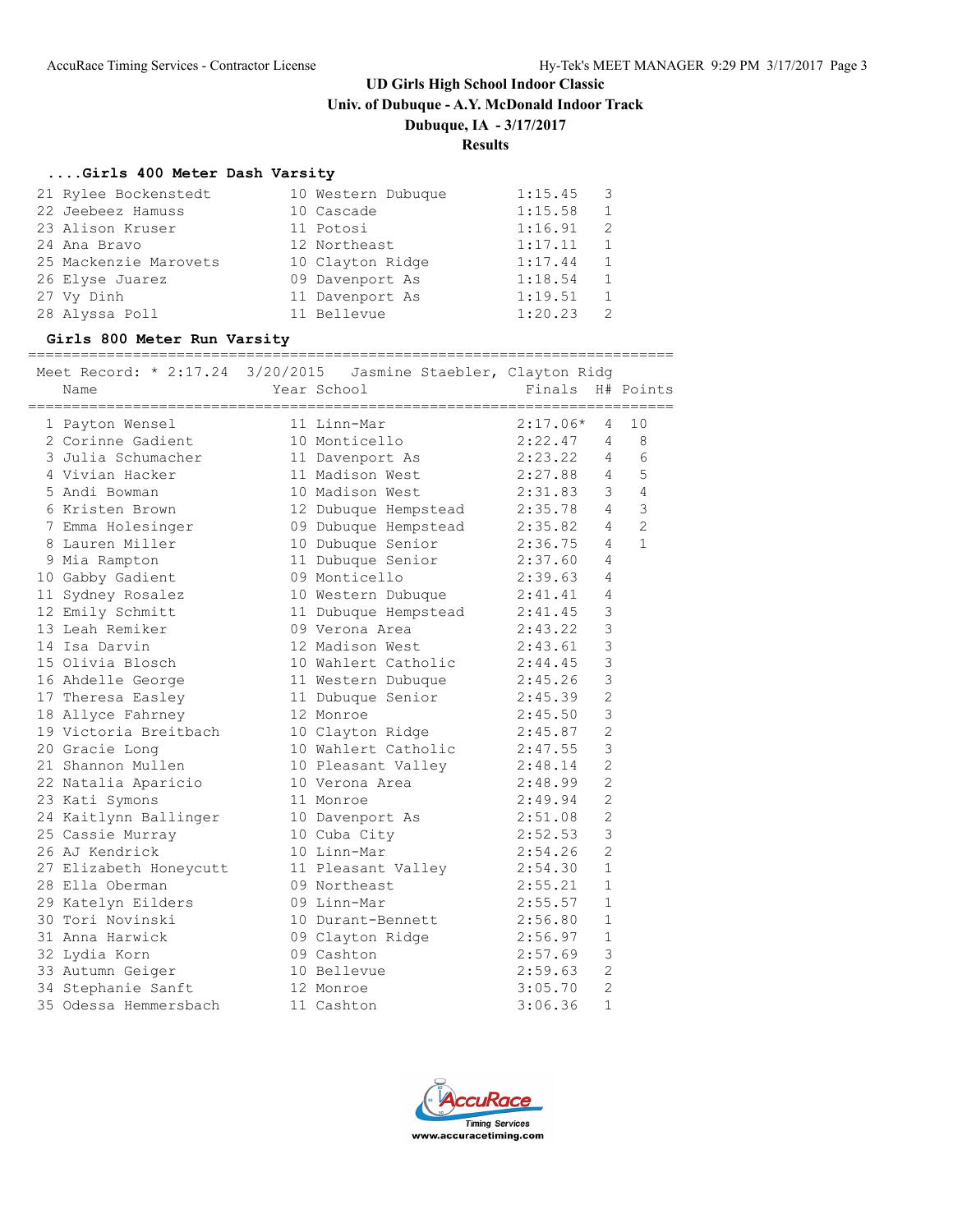# UD Girls High School Indoor Classic

**Univ. of Dubuque - A.Y. McDonald Indoor Track**

**Dubuque, IA - 3/17/2017**

**Results**

### ....Girls 400 Meter Dash Varsity

| | | | | | |
|---|---|---|---|---|---|
| 21 | Rylee Bockenstedt | 10 | Western Dubuque | 1:15.45 | 3 |
| 22 | Jeebeez Hamuss | 10 | Cascade | 1:15.58 | 1 |
| 23 | Alison Kruser | 11 | Potosi | 1:16.91 | 2 |
| 24 | Ana Bravo | 12 | Northeast | 1:17.11 | 1 |
| 25 | Mackenzie Marovets | 10 | Clayton Ridge | 1:17.44 | 1 |
| 26 | Elyse Juarez | 09 | Davenport As | 1:18.54 | 1 |
| 27 | Vy Dinh | 11 | Davenport As | 1:19.51 | 1 |
| 28 | Alyssa Poll | 11 | Bellevue | 1:20.23 | 2 |

### Girls 800 Meter Run Varsity

Meet Record: * 2:17.24 3/20/2015 Jasmine Staebler, Clayton Ridg

| | Name | Year | School | Finals | H# | Points |
|---|---|---|---|---|---|---|
| 1 | Payton Wensel | 11 | Linn-Mar | 2:17.06* | 4 | 10 |
| 2 | Corinne Gadient | 10 | Monticello | 2:22.47 | 4 | 8 |
| 3 | Julia Schumacher | 11 | Davenport As | 2:23.22 | 4 | 6 |
| 4 | Vivian Hacker | 11 | Madison West | 2:27.88 | 4 | 5 |
| 5 | Andi Bowman | 10 | Madison West | 2:31.83 | 3 | 4 |
| 6 | Kristen Brown | 12 | Dubuque Hempstead | 2:35.78 | 4 | 3 |
| 7 | Emma Holesinger | 09 | Dubuque Hempstead | 2:35.82 | 4 | 2 |
| 8 | Lauren Miller | 10 | Dubuque Senior | 2:36.75 | 4 | 1 |
| 9 | Mia Rampton | 11 | Dubuque Senior | 2:37.60 | 4 | |
| 10 | Gabby Gadient | 09 | Monticello | 2:39.63 | 4 | |
| 11 | Sydney Rosalez | 10 | Western Dubuque | 2:41.41 | 4 | |
| 12 | Emily Schmitt | 11 | Dubuque Hempstead | 2:41.45 | 3 | |
| 13 | Leah Remiker | 09 | Verona Area | 2:43.22 | 3 | |
| 14 | Isa Darvin | 12 | Madison West | 2:43.61 | 3 | |
| 15 | Olivia Blosch | 10 | Wahlert Catholic | 2:44.45 | 3 | |
| 16 | Ahdelle George | 11 | Western Dubuque | 2:45.26 | 3 | |
| 17 | Theresa Easley | 11 | Dubuque Senior | 2:45.39 | 2 | |
| 18 | Allyce Fahrney | 12 | Monroe | 2:45.50 | 3 | |
| 19 | Victoria Breitbach | 10 | Clayton Ridge | 2:45.87 | 2 | |
| 20 | Gracie Long | 10 | Wahlert Catholic | 2:47.55 | 3 | |
| 21 | Shannon Mullen | 10 | Pleasant Valley | 2:48.14 | 2 | |
| 22 | Natalia Aparicio | 10 | Verona Area | 2:48.99 | 2 | |
| 23 | Kati Symons | 11 | Monroe | 2:49.94 | 2 | |
| 24 | Kaitlynn Ballinger | 10 | Davenport As | 2:51.08 | 2 | |
| 25 | Cassie Murray | 10 | Cuba City | 2:52.53 | 3 | |
| 26 | AJ Kendrick | 10 | Linn-Mar | 2:54.26 | 2 | |
| 27 | Elizabeth Honeycutt | 11 | Pleasant Valley | 2:54.30 | 1 | |
| 28 | Ella Oberman | 09 | Northeast | 2:55.21 | 1 | |
| 29 | Katelyn Eilders | 09 | Linn-Mar | 2:55.57 | 1 | |
| 30 | Tori Novinski | 10 | Durant-Bennett | 2:56.80 | 1 | |
| 31 | Anna Harwick | 09 | Clayton Ridge | 2:56.97 | 1 | |
| 32 | Lydia Korn | 09 | Cashton | 2:57.69 | 3 | |
| 33 | Autumn Geiger | 10 | Bellevue | 2:59.63 | 2 | |
| 34 | Stephanie Sanft | 12 | Monroe | 3:05.70 | 2 | |
| 35 | Odessa Hemmersbach | 11 | Cashton | 3:06.36 | 1 | |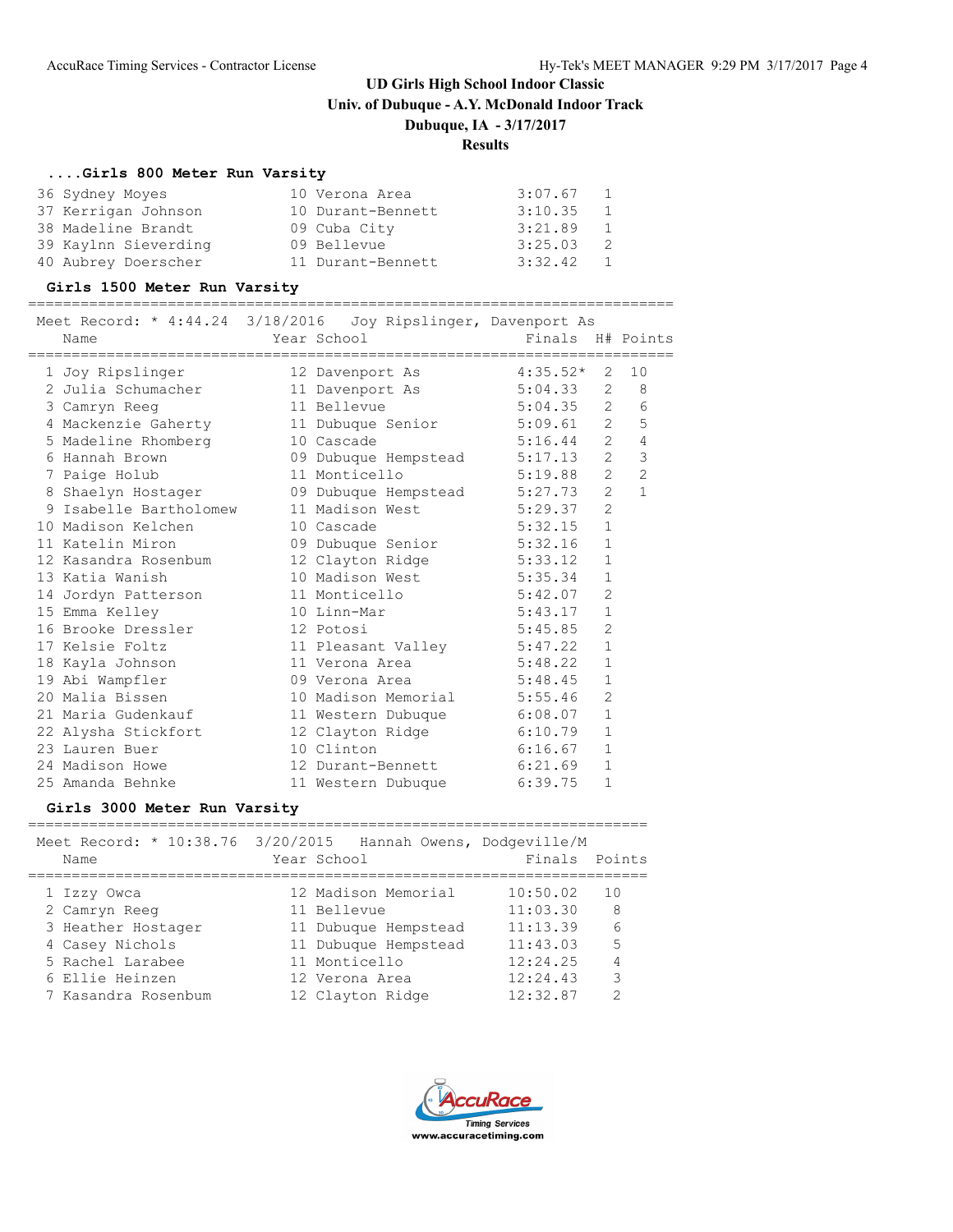# UD Girls High School Indoor Classic

**Univ. of Dubuque - A.Y. McDonald Indoor Track**

**Dubuque, IA - 3/17/2017**

**Results**

### ....Girls 800 Meter Run Varsity

| | Name | Year | School | Finals | H# |
|---|---|---|---|---|---|
| 36 | Sydney Moyes | 10 | Verona Area | 3:07.67 | 1 |
| 37 | Kerrigan Johnson | 10 | Durant-Bennett | 3:10.35 | 1 |
| 38 | Madeline Brandt | 09 | Cuba City | 3:21.89 | 1 |
| 39 | Kaylnn Sieverding | 09 | Bellevue | 3:25.03 | 2 |
| 40 | Aubrey Doerscher | 11 | Durant-Bennett | 3:32.42 | 1 |

### Girls 1500 Meter Run Varsity

Meet Record: * 4:44.24 3/18/2016 Joy Ripslinger, Davenport As

| | Name | Year | School | Finals | H# | Points |
|---|---|---|---|---|---|---|
| 1 | Joy Ripslinger | 12 | Davenport As | 4:35.52* | 2 | 10 |
| 2 | Julia Schumacher | 11 | Davenport As | 5:04.33 | 2 | 8 |
| 3 | Camryn Reeg | 11 | Bellevue | 5:04.35 | 2 | 6 |
| 4 | Mackenzie Gaherty | 11 | Dubuque Senior | 5:09.61 | 2 | 5 |
| 5 | Madeline Rhomberg | 10 | Cascade | 5:16.44 | 2 | 4 |
| 6 | Hannah Brown | 09 | Dubuque Hempstead | 5:17.13 | 2 | 3 |
| 7 | Paige Holub | 11 | Monticello | 5:19.88 | 2 | 2 |
| 8 | Shaelyn Hostager | 09 | Dubuque Hempstead | 5:27.73 | 2 | 1 |
| 9 | Isabelle Bartholomew | 11 | Madison West | 5:29.37 | 2 | |
| 10 | Madison Kelchen | 10 | Cascade | 5:32.15 | 1 | |
| 11 | Katelin Miron | 09 | Dubuque Senior | 5:32.16 | 1 | |
| 12 | Kasandra Rosenbum | 12 | Clayton Ridge | 5:33.12 | 1 | |
| 13 | Katia Wanish | 10 | Madison West | 5:35.34 | 1 | |
| 14 | Jordyn Patterson | 11 | Monticello | 5:42.07 | 2 | |
| 15 | Emma Kelley | 10 | Linn-Mar | 5:43.17 | 1 | |
| 16 | Brooke Dressler | 12 | Potosi | 5:45.85 | 2 | |
| 17 | Kelsie Foltz | 11 | Pleasant Valley | 5:47.22 | 1 | |
| 18 | Kayla Johnson | 11 | Verona Area | 5:48.22 | 1 | |
| 19 | Abi Wampfler | 09 | Verona Area | 5:48.45 | 1 | |
| 20 | Malia Bissen | 10 | Madison Memorial | 5:55.46 | 2 | |
| 21 | Maria Gudenkauf | 11 | Western Dubuque | 6:08.07 | 1 | |
| 22 | Alysha Stickfort | 12 | Clayton Ridge | 6:10.79 | 1 | |
| 23 | Lauren Buer | 10 | Clinton | 6:16.67 | 1 | |
| 24 | Madison Howe | 12 | Durant-Bennett | 6:21.69 | 1 | |
| 25 | Amanda Behnke | 11 | Western Dubuque | 6:39.75 | 1 | |

### Girls 3000 Meter Run Varsity

Meet Record: * 10:38.76 3/20/2015 Hannah Owens, Dodgeville/M

| | Name | Year | School | Finals | Points |
|---|---|---|---|---|---|
| 1 | Izzy Owca | 12 | Madison Memorial | 10:50.02 | 10 |
| 2 | Camryn Reeg | 11 | Bellevue | 11:03.30 | 8 |
| 3 | Heather Hostager | 11 | Dubuque Hempstead | 11:13.39 | 6 |
| 4 | Casey Nichols | 11 | Dubuque Hempstead | 11:43.03 | 5 |
| 5 | Rachel Larabee | 11 | Monticello | 12:24.25 | 4 |
| 6 | Ellie Heinzen | 12 | Verona Area | 12:24.43 | 3 |
| 7 | Kasandra Rosenbum | 12 | Clayton Ridge | 12:32.87 | 2 |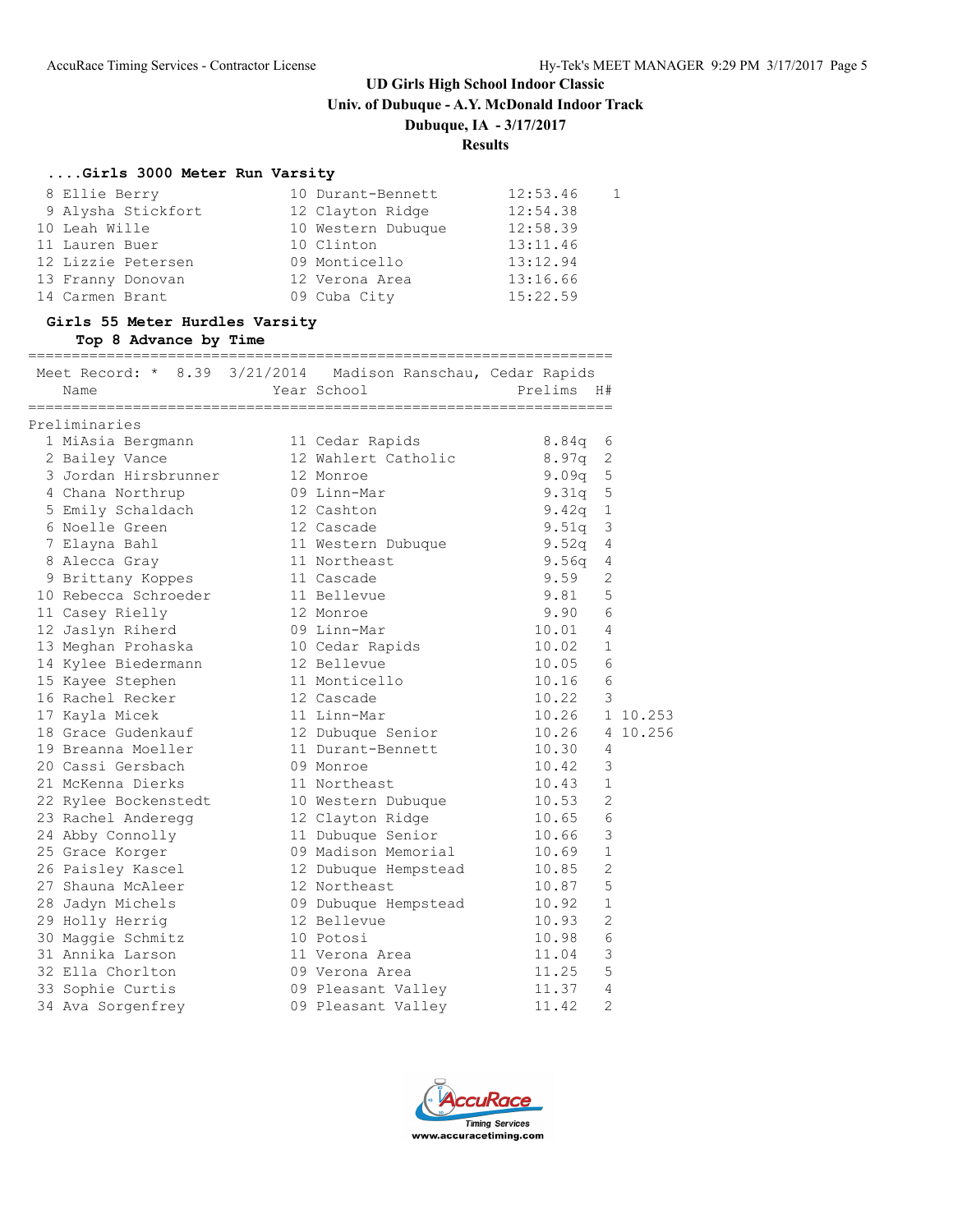## UD Girls High School Indoor Classic

**Univ. of Dubuque - A.Y. McDonald Indoor Track**

**Dubuque, IA - 3/17/2017**

**Results**

### ....Girls 3000 Meter Run Varsity

| Place | Name | Year | School | Time | Points |
|---|---|---|---|---|---|
| 8 | Ellie Berry | 10 | Durant-Bennett | 12:53.46 | 1 |
| 9 | Alysha Stickfort | 12 | Clayton Ridge | 12:54.38 | |
| 10 | Leah Wille | 10 | Western Dubuque | 12:58.39 | |
| 11 | Lauren Buer | 10 | Clinton | 13:11.46 | |
| 12 | Lizzie Petersen | 09 | Monticello | 13:12.94 | |
| 13 | Franny Donovan | 12 | Verona Area | 13:16.66 | |
| 14 | Carmen Brant | 09 | Cuba City | 15:22.59 | |

### Girls 55 Meter Hurdles Varsity

**Top 8 Advance by Time**

Meet Record: * 8.39 3/21/2014 Madison Ranschau, Cedar Rapids

Preliminaries

| Place | Name | Year | School | Prelims | H# | |
|---|---|---|---|---|---|---|
| 1 | MiAsia Bergmann | 11 | Cedar Rapids | 8.84q | 6 | |
| 2 | Bailey Vance | 12 | Wahlert Catholic | 8.97q | 2 | |
| 3 | Jordan Hirsbrunner | 12 | Monroe | 9.09q | 5 | |
| 4 | Chana Northrup | 09 | Linn-Mar | 9.31q | 5 | |
| 5 | Emily Schaldach | 12 | Cashton | 9.42q | 1 | |
| 6 | Noelle Green | 12 | Cascade | 9.51q | 3 | |
| 7 | Elayna Bahl | 11 | Western Dubuque | 9.52q | 4 | |
| 8 | Alecca Gray | 11 | Northeast | 9.56q | 4 | |
| 9 | Brittany Koppes | 11 | Cascade | 9.59 | 2 | |
| 10 | Rebecca Schroeder | 11 | Bellevue | 9.81 | 5 | |
| 11 | Casey Rielly | 12 | Monroe | 9.90 | 6 | |
| 12 | Jaslyn Riherd | 09 | Linn-Mar | 10.01 | 4 | |
| 13 | Meghan Prohaska | 10 | Cedar Rapids | 10.02 | 1 | |
| 14 | Kylee Biedermann | 12 | Bellevue | 10.05 | 6 | |
| 15 | Kayee Stephen | 11 | Monticello | 10.16 | 6 | |
| 16 | Rachel Recker | 12 | Cascade | 10.22 | 3 | |
| 17 | Kayla Micek | 11 | Linn-Mar | 10.26 | 1 | 10.253 |
| 18 | Grace Gudenkauf | 12 | Dubuque Senior | 10.26 | 4 | 10.256 |
| 19 | Breanna Moeller | 11 | Durant-Bennett | 10.30 | 4 | |
| 20 | Cassi Gersbach | 09 | Monroe | 10.42 | 3 | |
| 21 | McKenna Dierks | 11 | Northeast | 10.43 | 1 | |
| 22 | Rylee Bockenstedt | 10 | Western Dubuque | 10.53 | 2 | |
| 23 | Rachel Anderegg | 12 | Clayton Ridge | 10.65 | 6 | |
| 24 | Abby Connolly | 11 | Dubuque Senior | 10.66 | 3 | |
| 25 | Grace Korger | 09 | Madison Memorial | 10.69 | 1 | |
| 26 | Paisley Kascel | 12 | Dubuque Hempstead | 10.85 | 2 | |
| 27 | Shauna McAleer | 12 | Northeast | 10.87 | 5 | |
| 28 | Jadyn Michels | 09 | Dubuque Hempstead | 10.92 | 1 | |
| 29 | Holly Herrig | 12 | Bellevue | 10.93 | 2 | |
| 30 | Maggie Schmitz | 10 | Potosi | 10.98 | 6 | |
| 31 | Annika Larson | 11 | Verona Area | 11.04 | 3 | |
| 32 | Ella Chorlton | 09 | Verona Area | 11.25 | 5 | |
| 33 | Sophie Curtis | 09 | Pleasant Valley | 11.37 | 4 | |
| 34 | Ava Sorgenfrey | 09 | Pleasant Valley | 11.42 | 2 | |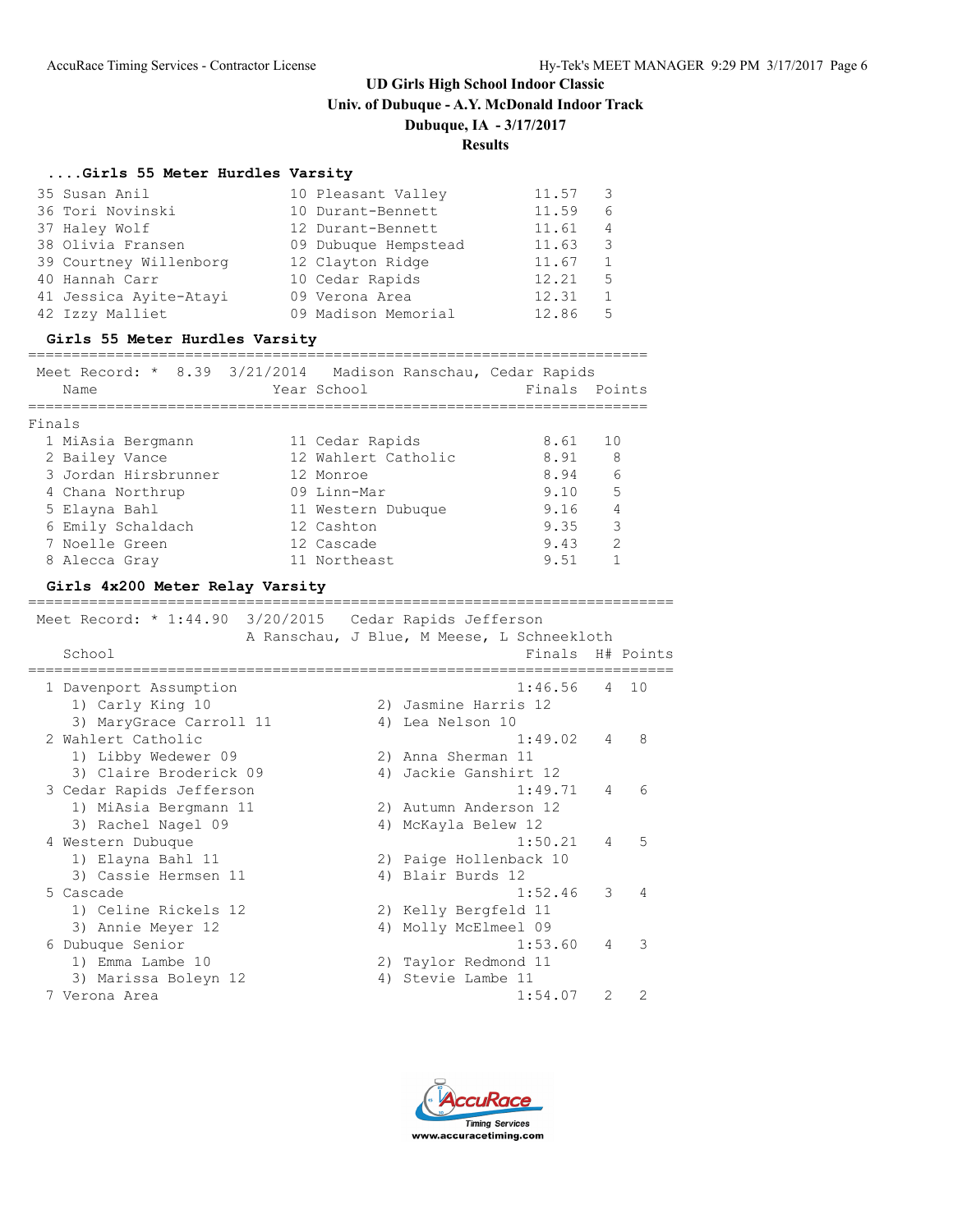# UD Girls High School Indoor Classic

**Univ. of Dubuque - A.Y. McDonald Indoor Track**

**Dubuque, IA - 3/17/2017**

**Results**

### ....Girls 55 Meter Hurdles Varsity

| Place | Name | Year | School | Finals | H# |
|---|---|---|---|---|---|
| 35 | Susan Anil | 10 | Pleasant Valley | 11.57 | 3 |
| 36 | Tori Novinski | 10 | Durant-Bennett | 11.59 | 6 |
| 37 | Haley Wolf | 12 | Durant-Bennett | 11.61 | 4 |
| 38 | Olivia Fransen | 09 | Dubuque Hempstead | 11.63 | 3 |
| 39 | Courtney Willenborg | 12 | Clayton Ridge | 11.67 | 1 |
| 40 | Hannah Carr | 10 | Cedar Rapids | 12.21 | 5 |
| 41 | Jessica Ayite-Atayi | 09 | Verona Area | 12.31 | 1 |
| 42 | Izzy Malliet | 09 | Madison Memorial | 12.86 | 5 |

### Girls 55 Meter Hurdles Varsity

Meet Record: * 8.39 3/21/2014 Madison Ranschau, Cedar Rapids

Finals

| Place | Name | Year | School | Finals | Points |
|---|---|---|---|---|---|
| 1 | MiAsia Bergmann | 11 | Cedar Rapids | 8.61 | 10 |
| 2 | Bailey Vance | 12 | Wahlert Catholic | 8.91 | 8 |
| 3 | Jordan Hirsbrunner | 12 | Monroe | 8.94 | 6 |
| 4 | Chana Northrup | 09 | Linn-Mar | 9.10 | 5 |
| 5 | Elayna Bahl | 11 | Western Dubuque | 9.16 | 4 |
| 6 | Emily Schaldach | 12 | Cashton | 9.35 | 3 |
| 7 | Noelle Green | 12 | Cascade | 9.43 | 2 |
| 8 | Alecca Gray | 11 | Northeast | 9.51 | 1 |

### Girls 4x200 Meter Relay Varsity

Meet Record: * 1:44.90 3/20/2015 Cedar Rapids Jefferson
A Ranschau, J Blue, M Meese, L Schneekloth

| Place | School | Finals | H# | Points |
|---|---|---|---|---|
| 1 | Davenport Assumption | 1:46.56 | 4 | 10 |
| | 1) Carly King 10, 2) Jasmine Harris 12, 3) MaryGrace Carroll 11, 4) Lea Nelson 10 | | | |
| 2 | Wahlert Catholic | 1:49.02 | 4 | 8 |
| | 1) Libby Wedewer 09, 2) Anna Sherman 11, 3) Claire Broderick 09, 4) Jackie Ganshirt 12 | | | |
| 3 | Cedar Rapids Jefferson | 1:49.71 | 4 | 6 |
| | 1) MiAsia Bergmann 11, 2) Autumn Anderson 12, 3) Rachel Nagel 09, 4) McKayla Belew 12 | | | |
| 4 | Western Dubuque | 1:50.21 | 4 | 5 |
| | 1) Elayna Bahl 11, 2) Paige Hollenback 10, 3) Cassie Hermsen 11, 4) Blair Burds 12 | | | |
| 5 | Cascade | 1:52.46 | 3 | 4 |
| | 1) Celine Rickels 12, 2) Kelly Bergfeld 11, 3) Annie Meyer 12, 4) Molly McElmeel 09 | | | |
| 6 | Dubuque Senior | 1:53.60 | 4 | 3 |
| | 1) Emma Lambe 10, 2) Taylor Redmond 11, 3) Marissa Boleyn 12, 4) Stevie Lambe 11 | | | |
| 7 | Verona Area | 1:54.07 | 2 | 2 |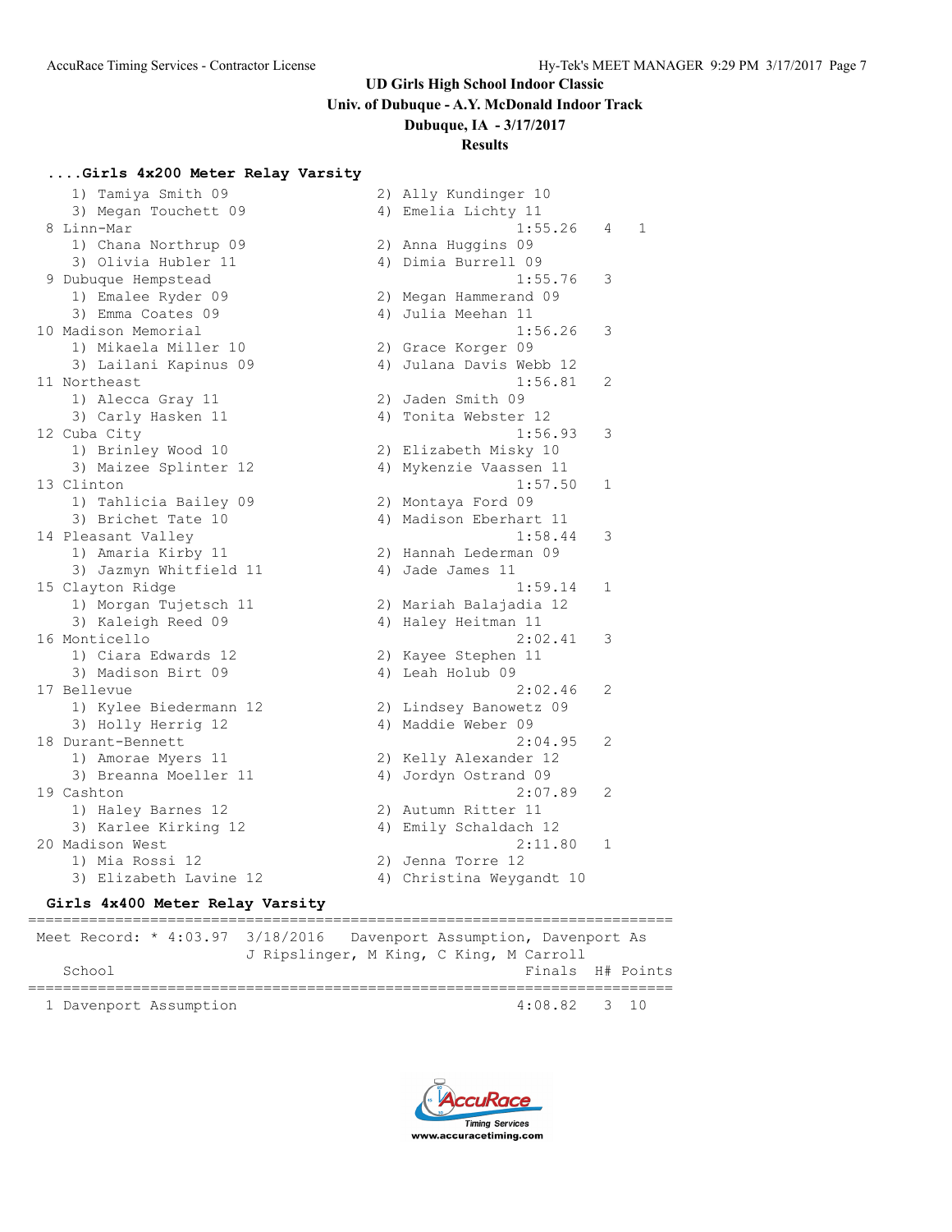**UD Girls High School Indoor Classic**
**Univ. of Dubuque - A.Y. McDonald Indoor Track**
**Dubuque, IA - 3/17/2017**
**Results**

### ....Girls 4x200 Meter Relay Varsity

```
    1) Tamiya Smith 09                 2) Ally Kundinger 10
    3) Megan Touchett 09               4) Emelia Lichty 11
  8 Linn-Mar                                         1:55.26   4    1
    1) Chana Northrup 09               2) Anna Huggins 09
    3) Olivia Hubler 11                4) Dimia Burrell 09
  9 Dubuque Hempstead                                1:55.76   3
    1) Emalee Ryder 09                 2) Megan Hammerand 09
    3) Emma Coates 09                  4) Julia Meehan 11
 10 Madison Memorial                                 1:56.26   3
    1) Mikaela Miller 10               2) Grace Korger 09
    3) Lailani Kapinus 09              4) Julana Davis Webb 12
 11 Northeast                                        1:56.81   2
    1) Alecca Gray 11                  2) Jaden Smith 09
    3) Carly Hasken 11                 4) Tonita Webster 12
 12 Cuba City                                        1:56.93   3
    1) Brinley Wood 10                 2) Elizabeth Misky 10
    3) Maizee Splinter 12              4) Mykenzie Vaassen 11
 13 Clinton                                          1:57.50   1
    1) Tahlicia Bailey 09              2) Montaya Ford 09
    3) Brichet Tate 10                 4) Madison Eberhart 11
 14 Pleasant Valley                                  1:58.44   3
    1) Amaria Kirby 11                 2) Hannah Lederman 09
    3) Jazmyn Whitfield 11             4) Jade James 11
 15 Clayton Ridge                                    1:59.14   1
    1) Morgan Tujetsch 11              2) Mariah Balajadia 12
    3) Kaleigh Reed 09                 4) Haley Heitman 11
 16 Monticello                                       2:02.41   3
    1) Ciara Edwards 12                2) Kayee Stephen 11
    3) Madison Birt 09                 4) Leah Holub 09
 17 Bellevue                                         2:02.46   2
    1) Kylee Biedermann 12             2) Lindsey Banowetz 09
    3) Holly Herrig 12                 4) Maddie Weber 09
 18 Durant-Bennett                                   2:04.95   2
    1) Amorae Myers 11                 2) Kelly Alexander 12
    3) Breanna Moeller 11              4) Jordyn Ostrand 09
 19 Cashton                                          2:07.89   2
    1) Haley Barnes 12                 2) Autumn Ritter 11
    3) Karlee Kirking 12               4) Emily Schaldach 12
 20 Madison West                                     2:11.80   1
    1) Mia Rossi 12                    2) Jenna Torre 12
    3) Elizabeth Lavine 12             4) Christina Weygandt 10
```

### Girls 4x400 Meter Relay Varsity

```
========================================================================
  Meet Record: * 4:03.97  3/18/2016   Davenport Assumption, Davenport As
                          J Ripslinger, M King, C King, M Carroll
    School                                           Finals  H# Points
========================================================================
  1 Davenport Assumption                             4:08.82   3  10
```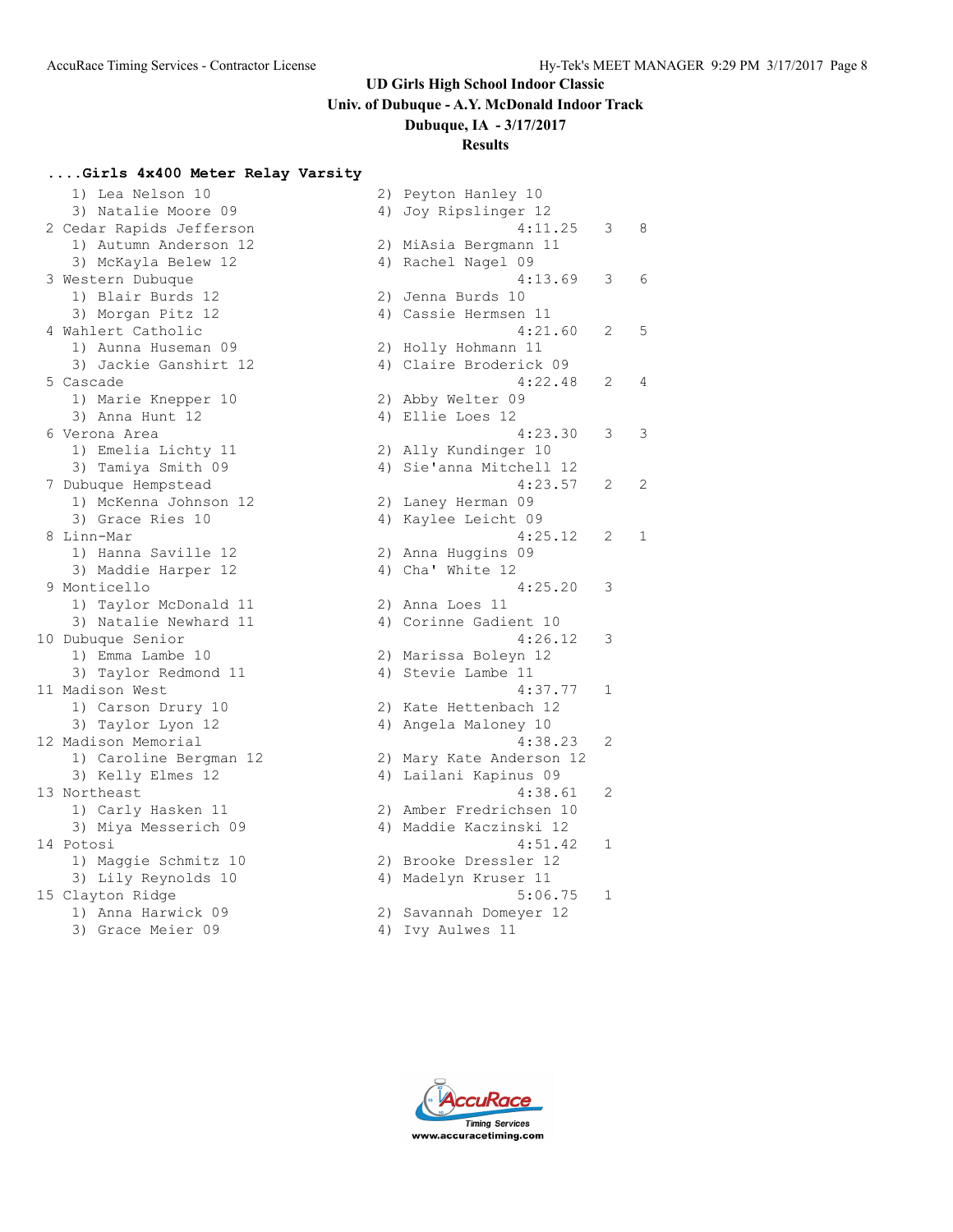**UD Girls High School Indoor Classic**

**Univ. of Dubuque - A.Y. McDonald Indoor Track**

**Dubuque, IA - 3/17/2017**

**Results**

#### ....Girls 4x400 Meter Relay Varsity

```
    1) Lea Nelson 10                   2) Peyton Hanley 10
    3) Natalie Moore 09                4) Joy Ripslinger 12
  2 Cedar Rapids Jefferson                        4:11.25   3    8
    1) Autumn Anderson 12              2) MiAsia Bergmann 11
    3) McKayla Belew 12                4) Rachel Nagel 09
  3 Western Dubuque                               4:13.69   3    6
    1) Blair Burds 12                  2) Jenna Burds 10
    3) Morgan Pitz 12                  4) Cassie Hermsen 11
  4 Wahlert Catholic                              4:21.60   2    5
    1) Aunna Huseman 09                2) Holly Hohmann 11
    3) Jackie Ganshirt 12              4) Claire Broderick 09
  5 Cascade                                       4:22.48   2    4
    1) Marie Knepper 10                2) Abby Welter 09
    3) Anna Hunt 12                    4) Ellie Loes 12
  6 Verona Area                                   4:23.30   3    3
    1) Emelia Lichty 11                2) Ally Kundinger 10
    3) Tamiya Smith 09                 4) Sie'anna Mitchell 12
  7 Dubuque Hempstead                             4:23.57   2    2
    1) McKenna Johnson 12              2) Laney Herman 09
    3) Grace Ries 10                   4) Kaylee Leicht 09
  8 Linn-Mar                                      4:25.12   2    1
    1) Hanna Saville 12                2) Anna Huggins 09
    3) Maddie Harper 12                4) Cha' White 12
  9 Monticello                                    4:25.20   3
    1) Taylor McDonald 11              2) Anna Loes 11
    3) Natalie Newhard 11              4) Corinne Gadient 10
 10 Dubuque Senior                                4:26.12   3
    1) Emma Lambe 10                   2) Marissa Boleyn 12
    3) Taylor Redmond 11               4) Stevie Lambe 11
 11 Madison West                                  4:37.77   1
    1) Carson Drury 10                 2) Kate Hettenbach 12
    3) Taylor Lyon 12                  4) Angela Maloney 10
 12 Madison Memorial                              4:38.23   2
    1) Caroline Bergman 12             2) Mary Kate Anderson 12
    3) Kelly Elmes 12                  4) Lailani Kapinus 09
 13 Northeast                                     4:38.61   2
    1) Carly Hasken 11                 2) Amber Fredrichsen 10
    3) Miya Messerich 09               4) Maddie Kaczinski 12
 14 Potosi                                        4:51.42   1
    1) Maggie Schmitz 10               2) Brooke Dressler 12
    3) Lily Reynolds 10                4) Madelyn Kruser 11
 15 Clayton Ridge                                 5:06.75   1
    1) Anna Harwick 09                 2) Savannah Domeyer 12
    3) Grace Meier 09                  4) Ivy Aulwes 11
```

AccuRace Timing Services
www.accuracetiming.com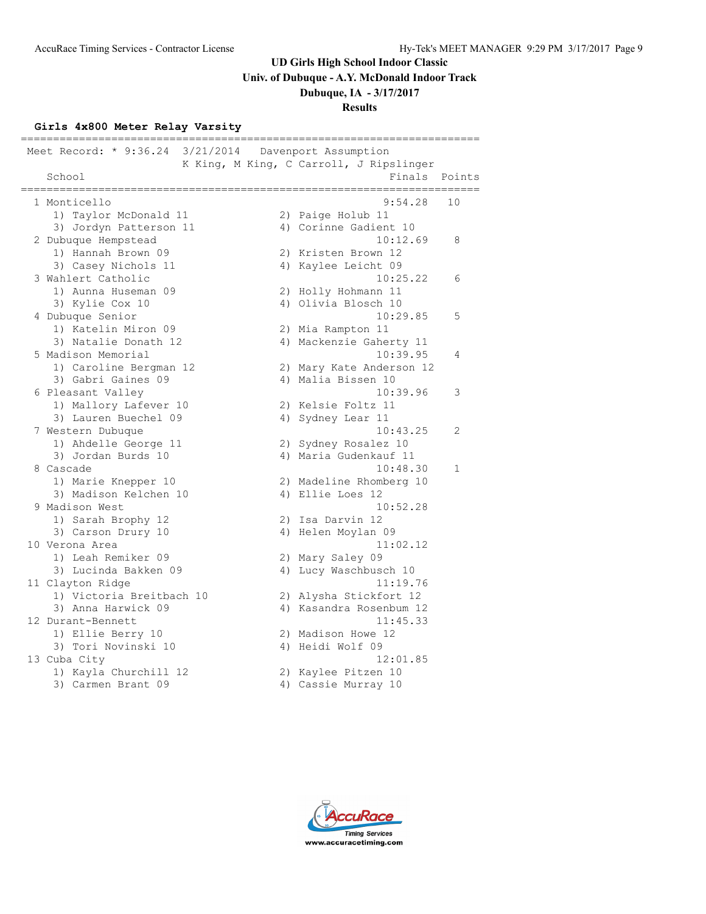# UD Girls High School Indoor Classic

**Univ. of Dubuque - A.Y. McDonald Indoor Track**

**Dubuque, IA - 3/17/2017**

**Results**

### Girls 4x800 Meter Relay Varsity

Meet Record: * 9:36.24 3/21/2014 Davenport Assumption
K King, M King, C Carroll, J Ripslinger

| Place | School | Finals | Points |
|---|---|---|---|
| 1 | Monticello | 9:54.28 | 10 |
| | 1) Taylor McDonald 11, 2) Paige Holub 11, 3) Jordyn Patterson 11, 4) Corinne Gadient 10 | | |
| 2 | Dubuque Hempstead | 10:12.69 | 8 |
| | 1) Hannah Brown 09, 2) Kristen Brown 12, 3) Casey Nichols 11, 4) Kaylee Leicht 09 | | |
| 3 | Wahlert Catholic | 10:25.22 | 6 |
| | 1) Aunna Huseman 09, 2) Holly Hohmann 11, 3) Kylie Cox 10, 4) Olivia Blosch 10 | | |
| 4 | Dubuque Senior | 10:29.85 | 5 |
| | 1) Katelin Miron 09, 2) Mia Rampton 11, 3) Natalie Donath 12, 4) Mackenzie Gaherty 11 | | |
| 5 | Madison Memorial | 10:39.95 | 4 |
| | 1) Caroline Bergman 12, 2) Mary Kate Anderson 12, 3) Gabri Gaines 09, 4) Malia Bissen 10 | | |
| 6 | Pleasant Valley | 10:39.96 | 3 |
| | 1) Mallory Lafever 10, 2) Kelsie Foltz 11, 3) Lauren Buechel 09, 4) Sydney Lear 11 | | |
| 7 | Western Dubuque | 10:43.25 | 2 |
| | 1) Ahdelle George 11, 2) Sydney Rosalez 10, 3) Jordan Burds 10, 4) Maria Gudenkauf 11 | | |
| 8 | Cascade | 10:48.30 | 1 |
| | 1) Marie Knepper 10, 2) Madeline Rhomberg 10, 3) Madison Kelchen 10, 4) Ellie Loes 12 | | |
| 9 | Madison West | 10:52.28 | |
| | 1) Sarah Brophy 12, 2) Isa Darvin 12, 3) Carson Drury 10, 4) Helen Moylan 09 | | |
| 10 | Verona Area | 11:02.12 | |
| | 1) Leah Remiker 09, 2) Mary Saley 09, 3) Lucinda Bakken 09, 4) Lucy Waschbusch 10 | | |
| 11 | Clayton Ridge | 11:19.76 | |
| | 1) Victoria Breitbach 10, 2) Alysha Stickfort 12, 3) Anna Harwick 09, 4) Kasandra Rosenbum 12 | | |
| 12 | Durant-Bennett | 11:45.33 | |
| | 1) Ellie Berry 10, 2) Madison Howe 12, 3) Tori Novinski 10, 4) Heidi Wolf 09 | | |
| 13 | Cuba City | 12:01.85 | |
| | 1) Kayla Churchill 12, 2) Kaylee Pitzen 10, 3) Carmen Brant 09, 4) Cassie Murray 10 | | |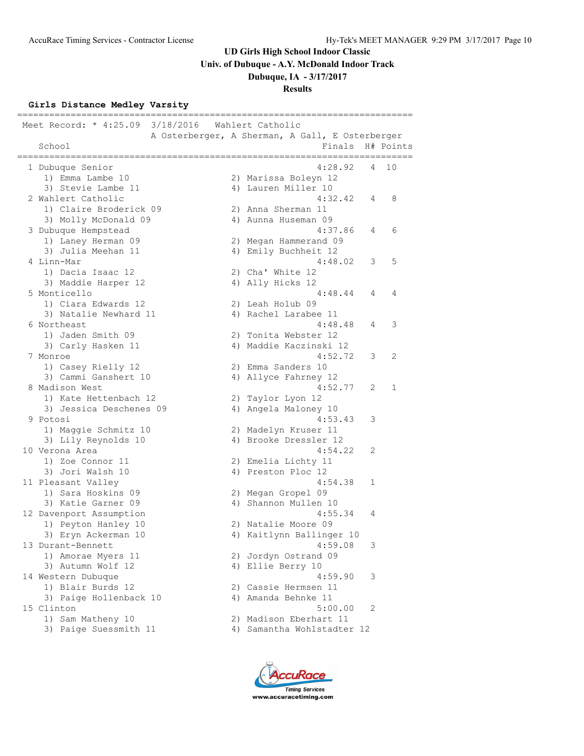# UD Girls High School Indoor Classic

**Univ. of Dubuque - A.Y. McDonald Indoor Track**

**Dubuque, IA - 3/17/2017**

**Results**

### Girls Distance Medley Varsity

Meet Record: * 4:25.09 3/18/2016 Wahlert Catholic
A Osterberger, A Sherman, A Gall, E Osterberger

| | School | Finals | H# | Points |
|---|---|---|---|---|
| 1 | Dubuque Senior | 4:28.92 | 4 | 10 |
| | 1) Emma Lambe 10; 2) Marissa Boleyn 12; 3) Stevie Lambe 11; 4) Lauren Miller 10 | | | |
| 2 | Wahlert Catholic | 4:32.42 | 4 | 8 |
| | 1) Claire Broderick 09; 2) Anna Sherman 11; 3) Molly McDonald 09; 4) Aunna Huseman 09 | | | |
| 3 | Dubuque Hempstead | 4:37.86 | 4 | 6 |
| | 1) Laney Herman 09; 2) Megan Hammerand 09; 3) Julia Meehan 11; 4) Emily Buchheit 12 | | | |
| 4 | Linn-Mar | 4:48.02 | 3 | 5 |
| | 1) Dacia Isaac 12; 2) Cha' White 12; 3) Maddie Harper 12; 4) Ally Hicks 12 | | | |
| 5 | Monticello | 4:48.44 | 4 | 4 |
| | 1) Ciara Edwards 12; 2) Leah Holub 09; 3) Natalie Newhard 11; 4) Rachel Larabee 11 | | | |
| 6 | Northeast | 4:48.48 | 4 | 3 |
| | 1) Jaden Smith 09; 2) Tonita Webster 12; 3) Carly Hasken 11; 4) Maddie Kaczinski 12 | | | |
| 7 | Monroe | 4:52.72 | 3 | 2 |
| | 1) Casey Rielly 12; 2) Emma Sanders 10; 3) Cammi Ganshert 10; 4) Allyce Fahrney 12 | | | |
| 8 | Madison West | 4:52.77 | 2 | 1 |
| | 1) Kate Hettenbach 12; 2) Taylor Lyon 12; 3) Jessica Deschenes 09; 4) Angela Maloney 10 | | | |
| 9 | Potosi | 4:53.43 | 3 | |
| | 1) Maggie Schmitz 10; 2) Madelyn Kruser 11; 3) Lily Reynolds 10; 4) Brooke Dressler 12 | | | |
| 10 | Verona Area | 4:54.22 | 2 | |
| | 1) Zoe Connor 11; 2) Emelia Lichty 11; 3) Jori Walsh 10; 4) Preston Ploc 12 | | | |
| 11 | Pleasant Valley | 4:54.38 | 1 | |
| | 1) Sara Hoskins 09; 2) Megan Gropel 09; 3) Katie Garner 09; 4) Shannon Mullen 10 | | | |
| 12 | Davenport Assumption | 4:55.34 | 4 | |
| | 1) Peyton Hanley 10; 2) Natalie Moore 09; 3) Eryn Ackerman 10; 4) Kaitlynn Ballinger 10 | | | |
| 13 | Durant-Bennett | 4:59.08 | 3 | |
| | 1) Amorae Myers 11; 2) Jordyn Ostrand 09; 3) Autumn Wolf 12; 4) Ellie Berry 10 | | | |
| 14 | Western Dubuque | 4:59.90 | 3 | |
| | 1) Blair Burds 12; 2) Cassie Hermsen 11; 3) Paige Hollenback 10; 4) Amanda Behnke 11 | | | |
| 15 | Clinton | 5:00.00 | 2 | |
| | 1) Sam Matheny 10; 2) Madison Eberhart 11; 3) Paige Suessmith 11; 4) Samantha Wohlstadter 12 | | | |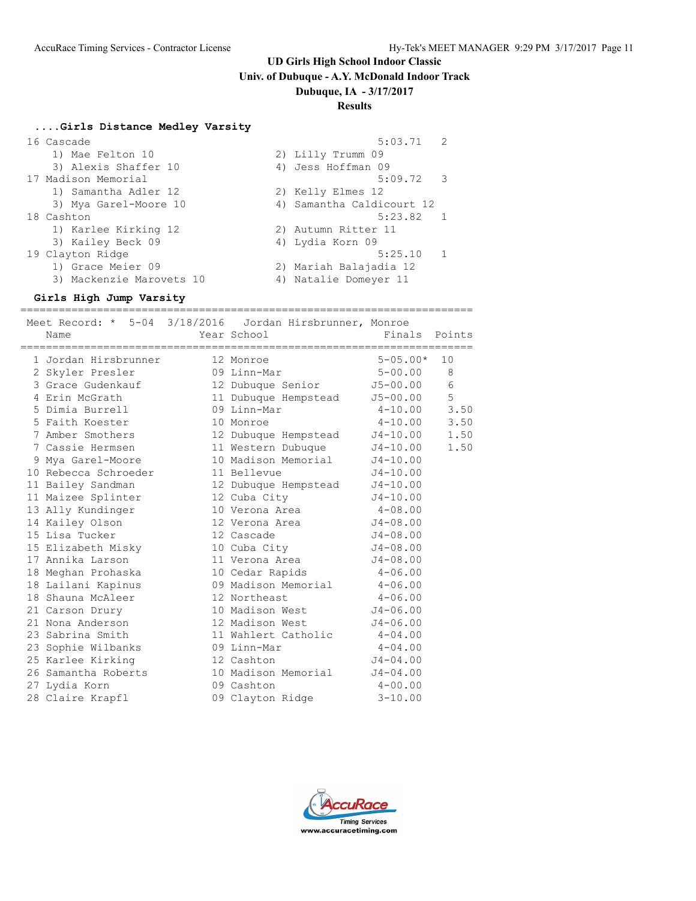# UD Girls High School Indoor Classic

**Univ. of Dubuque - A.Y. McDonald Indoor Track**

**Dubuque, IA - 3/17/2017**

**Results**

### ....Girls Distance Medley Varsity

| | | | |
|---|---|---|---|
| 16 Cascade | | 5:03.71 | 2 |
| 1) Mae Felton 10 | 2) Lilly Trumm 09 | | |
| 3) Alexis Shaffer 10 | 4) Jess Hoffman 09 | | |
| 17 Madison Memorial | | 5:09.72 | 3 |
| 1) Samantha Adler 12 | 2) Kelly Elmes 12 | | |
| 3) Mya Garel-Moore 10 | 4) Samantha Caldicourt 12 | | |
| 18 Cashton | | 5:23.82 | 1 |
| 1) Karlee Kirking 12 | 2) Autumn Ritter 11 | | |
| 3) Kailey Beck 09 | 4) Lydia Korn 09 | | |
| 19 Clayton Ridge | | 5:25.10 | 1 |
| 1) Grace Meier 09 | 2) Mariah Balajadia 12 | | |
| 3) Mackenzie Marovets 10 | 4) Natalie Domeyer 11 | | |

### Girls High Jump Varsity

Meet Record: * 5-04 3/18/2016 Jordan Hirsbrunner, Monroe

| Place | Name | Year | School | Finals | Points |
|---|---|---|---|---|---|
| 1 | Jordan Hirsbrunner | 12 | Monroe | 5-05.00* | 10 |
| 2 | Skyler Presler | 09 | Linn-Mar | 5-00.00 | 8 |
| 3 | Grace Gudenkauf | 12 | Dubuque Senior | J5-00.00 | 6 |
| 4 | Erin McGrath | 11 | Dubuque Hempstead | J5-00.00 | 5 |
| 5 | Dimia Burrell | 09 | Linn-Mar | 4-10.00 | 3.50 |
| 5 | Faith Koester | 10 | Monroe | 4-10.00 | 3.50 |
| 7 | Amber Smothers | 12 | Dubuque Hempstead | J4-10.00 | 1.50 |
| 7 | Cassie Hermsen | 11 | Western Dubuque | J4-10.00 | 1.50 |
| 9 | Mya Garel-Moore | 10 | Madison Memorial | J4-10.00 | |
| 10 | Rebecca Schroeder | 11 | Bellevue | J4-10.00 | |
| 11 | Bailey Sandman | 12 | Dubuque Hempstead | J4-10.00 | |
| 11 | Maizee Splinter | 12 | Cuba City | J4-10.00 | |
| 13 | Ally Kundinger | 10 | Verona Area | 4-08.00 | |
| 14 | Kailey Olson | 12 | Verona Area | J4-08.00 | |
| 15 | Lisa Tucker | 12 | Cascade | J4-08.00 | |
| 15 | Elizabeth Misky | 10 | Cuba City | J4-08.00 | |
| 17 | Annika Larson | 11 | Verona Area | J4-08.00 | |
| 18 | Meghan Prohaska | 10 | Cedar Rapids | 4-06.00 | |
| 18 | Lailani Kapinus | 09 | Madison Memorial | 4-06.00 | |
| 18 | Shauna McAleer | 12 | Northeast | 4-06.00 | |
| 21 | Carson Drury | 10 | Madison West | J4-06.00 | |
| 21 | Nona Anderson | 12 | Madison West | J4-06.00 | |
| 23 | Sabrina Smith | 11 | Wahlert Catholic | 4-04.00 | |
| 23 | Sophie Wilbanks | 09 | Linn-Mar | 4-04.00 | |
| 25 | Karlee Kirking | 12 | Cashton | J4-04.00 | |
| 26 | Samantha Roberts | 10 | Madison Memorial | J4-04.00 | |
| 27 | Lydia Korn | 09 | Cashton | 4-00.00 | |
| 28 | Claire Krapfl | 09 | Clayton Ridge | 3-10.00 | |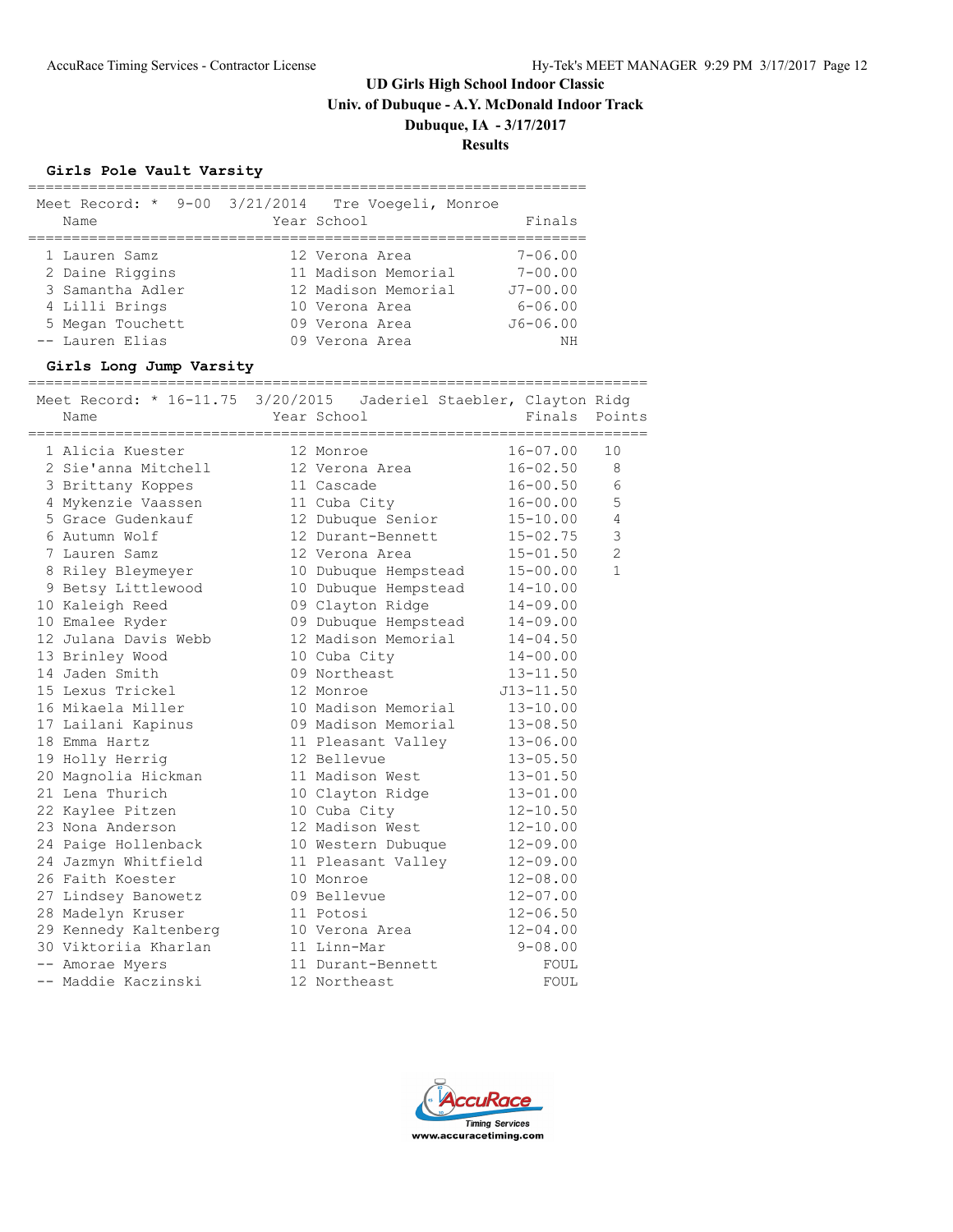# UD Girls High School Indoor Classic

## Univ. of Dubuque - A.Y. McDonald Indoor Track

## Dubuque, IA - 3/17/2017

## Results

### Girls Pole Vault Varsity

Meet Record: * 9-00 3/21/2014 Tre Voegeli, Monroe

| | Name | Year | School | Finals |
|---|---|---|---|---|
| 1 | Lauren Samz | 12 | Verona Area | 7-06.00 |
| 2 | Daine Riggins | 11 | Madison Memorial | 7-00.00 |
| 3 | Samantha Adler | 12 | Madison Memorial | J7-00.00 |
| 4 | Lilli Brings | 10 | Verona Area | 6-06.00 |
| 5 | Megan Touchett | 09 | Verona Area | J6-06.00 |
| -- | Lauren Elias | 09 | Verona Area | NH |

### Girls Long Jump Varsity

Meet Record: * 16-11.75 3/20/2015 Jaderiel Staebler, Clayton Ridg

| | Name | Year | School | Finals | Points |
|---|---|---|---|---|---|
| 1 | Alicia Kuester | 12 | Monroe | 16-07.00 | 10 |
| 2 | Sie'anna Mitchell | 12 | Verona Area | 16-02.50 | 8 |
| 3 | Brittany Koppes | 11 | Cascade | 16-00.50 | 6 |
| 4 | Mykenzie Vaassen | 11 | Cuba City | 16-00.00 | 5 |
| 5 | Grace Gudenkauf | 12 | Dubuque Senior | 15-10.00 | 4 |
| 6 | Autumn Wolf | 12 | Durant-Bennett | 15-02.75 | 3 |
| 7 | Lauren Samz | 12 | Verona Area | 15-01.50 | 2 |
| 8 | Riley Bleymeyer | 10 | Dubuque Hempstead | 15-00.00 | 1 |
| 9 | Betsy Littlewood | 10 | Dubuque Hempstead | 14-10.00 | |
| 10 | Kaleigh Reed | 09 | Clayton Ridge | 14-09.00 | |
| 10 | Emalee Ryder | 09 | Dubuque Hempstead | 14-09.00 | |
| 12 | Julana Davis Webb | 12 | Madison Memorial | 14-04.50 | |
| 13 | Brinley Wood | 10 | Cuba City | 14-00.00 | |
| 14 | Jaden Smith | 09 | Northeast | 13-11.50 | |
| 15 | Lexus Trickel | 12 | Monroe | J13-11.50 | |
| 16 | Mikaela Miller | 10 | Madison Memorial | 13-10.00 | |
| 17 | Lailani Kapinus | 09 | Madison Memorial | 13-08.50 | |
| 18 | Emma Hartz | 11 | Pleasant Valley | 13-06.00 | |
| 19 | Holly Herrig | 12 | Bellevue | 13-05.50 | |
| 20 | Magnolia Hickman | 11 | Madison West | 13-01.50 | |
| 21 | Lena Thurich | 10 | Clayton Ridge | 13-01.00 | |
| 22 | Kaylee Pitzen | 10 | Cuba City | 12-10.50 | |
| 23 | Nona Anderson | 12 | Madison West | 12-10.00 | |
| 24 | Paige Hollenback | 10 | Western Dubuque | 12-09.00 | |
| 24 | Jazmyn Whitfield | 11 | Pleasant Valley | 12-09.00 | |
| 26 | Faith Koester | 10 | Monroe | 12-08.00 | |
| 27 | Lindsey Banowetz | 09 | Bellevue | 12-07.00 | |
| 28 | Madelyn Kruser | 11 | Potosi | 12-06.50 | |
| 29 | Kennedy Kaltenberg | 10 | Verona Area | 12-04.00 | |
| 30 | Viktoriia Kharlan | 11 | Linn-Mar | 9-08.00 | |
| -- | Amorae Myers | 11 | Durant-Bennett | FOUL | |
| -- | Maddie Kaczinski | 12 | Northeast | FOUL | |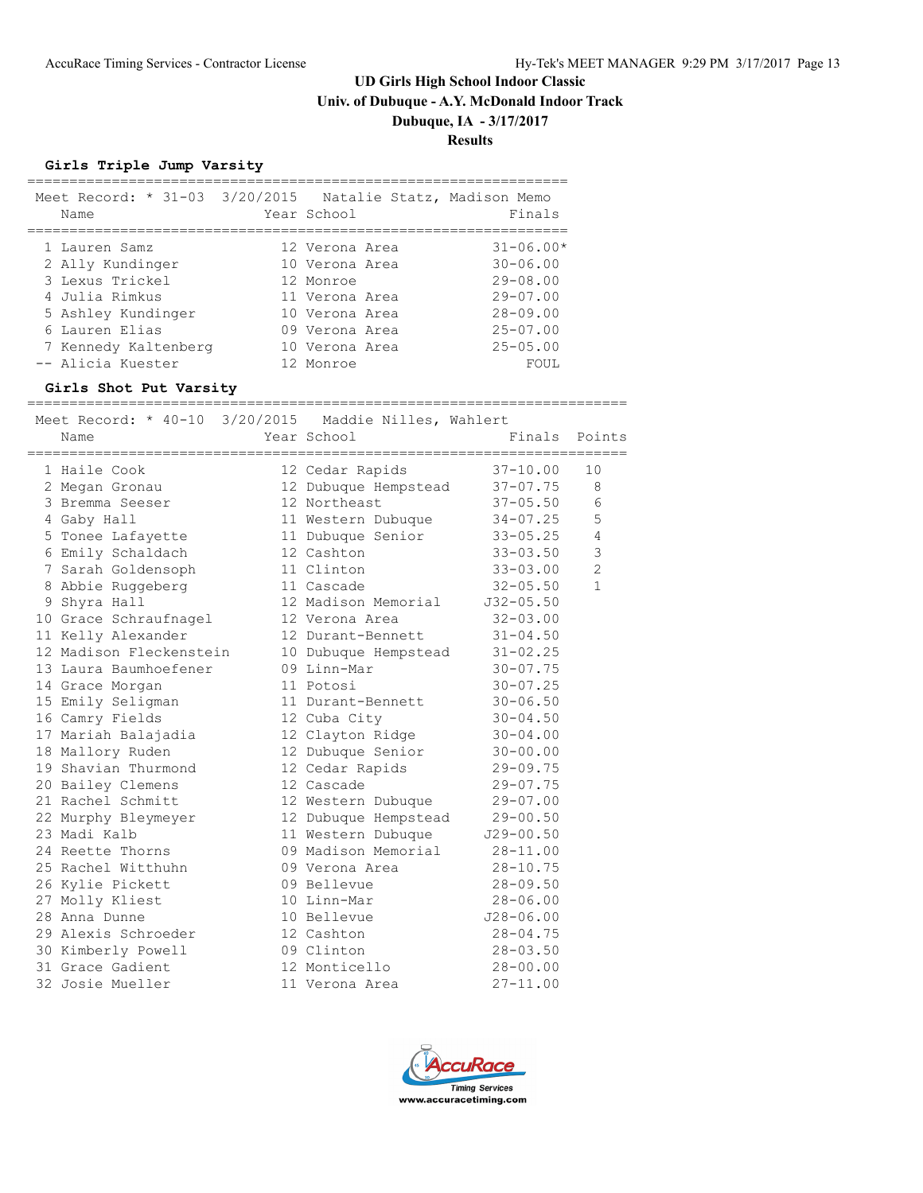# UD Girls High School Indoor Classic

**Univ. of Dubuque - A.Y. McDonald Indoor Track**

**Dubuque, IA - 3/17/2017**

**Results**

### Girls Triple Jump Varsity

Meet Record: * 31-03  3/20/2015  Natalie Statz, Madison Memo

| | Name | Year | School | Finals |
|---|---|---|---|---|
| 1 | Lauren Samz | 12 | Verona Area | 31-06.00* |
| 2 | Ally Kundinger | 10 | Verona Area | 30-06.00 |
| 3 | Lexus Trickel | 12 | Monroe | 29-08.00 |
| 4 | Julia Rimkus | 11 | Verona Area | 29-07.00 |
| 5 | Ashley Kundinger | 10 | Verona Area | 28-09.00 |
| 6 | Lauren Elias | 09 | Verona Area | 25-07.00 |
| 7 | Kennedy Kaltenberg | 10 | Verona Area | 25-05.00 |
| -- | Alicia Kuester | 12 | Monroe | FOUL |

### Girls Shot Put Varsity

Meet Record: * 40-10  3/20/2015  Maddie Nilles, Wahlert

| | Name | Year | School | Finals | Points |
|---|---|---|---|---|---|
| 1 | Haile Cook | 12 | Cedar Rapids | 37-10.00 | 10 |
| 2 | Megan Gronau | 12 | Dubuque Hempstead | 37-07.75 | 8 |
| 3 | Bremma Seeser | 12 | Northeast | 37-05.50 | 6 |
| 4 | Gaby Hall | 11 | Western Dubuque | 34-07.25 | 5 |
| 5 | Tonee Lafayette | 11 | Dubuque Senior | 33-05.25 | 4 |
| 6 | Emily Schaldach | 12 | Cashton | 33-03.50 | 3 |
| 7 | Sarah Goldensoph | 11 | Clinton | 33-03.00 | 2 |
| 8 | Abbie Ruggeberg | 11 | Cascade | 32-05.50 | 1 |
| 9 | Shyra Hall | 12 | Madison Memorial | J32-05.50 | |
| 10 | Grace Schraufnagel | 12 | Verona Area | 32-03.00 | |
| 11 | Kelly Alexander | 12 | Durant-Bennett | 31-04.50 | |
| 12 | Madison Fleckenstein | 10 | Dubuque Hempstead | 31-02.25 | |
| 13 | Laura Baumhoefener | 09 | Linn-Mar | 30-07.75 | |
| 14 | Grace Morgan | 11 | Potosi | 30-07.25 | |
| 15 | Emily Seligman | 11 | Durant-Bennett | 30-06.50 | |
| 16 | Camry Fields | 12 | Cuba City | 30-04.50 | |
| 17 | Mariah Balajadia | 12 | Clayton Ridge | 30-04.00 | |
| 18 | Mallory Ruden | 12 | Dubuque Senior | 30-00.00 | |
| 19 | Shavian Thurmond | 12 | Cedar Rapids | 29-09.75 | |
| 20 | Bailey Clemens | 12 | Cascade | 29-07.75 | |
| 21 | Rachel Schmitt | 12 | Western Dubuque | 29-07.00 | |
| 22 | Murphy Bleymeyer | 12 | Dubuque Hempstead | 29-00.50 | |
| 23 | Madi Kalb | 11 | Western Dubuque | J29-00.50 | |
| 24 | Reette Thorns | 09 | Madison Memorial | 28-11.00 | |
| 25 | Rachel Witthuhn | 09 | Verona Area | 28-10.75 | |
| 26 | Kylie Pickett | 09 | Bellevue | 28-09.50 | |
| 27 | Molly Kliest | 10 | Linn-Mar | 28-06.00 | |
| 28 | Anna Dunne | 10 | Bellevue | J28-06.00 | |
| 29 | Alexis Schroeder | 12 | Cashton | 28-04.75 | |
| 30 | Kimberly Powell | 09 | Clinton | 28-03.50 | |
| 31 | Grace Gadient | 12 | Monticello | 28-00.00 | |
| 32 | Josie Mueller | 11 | Verona Area | 27-11.00 | |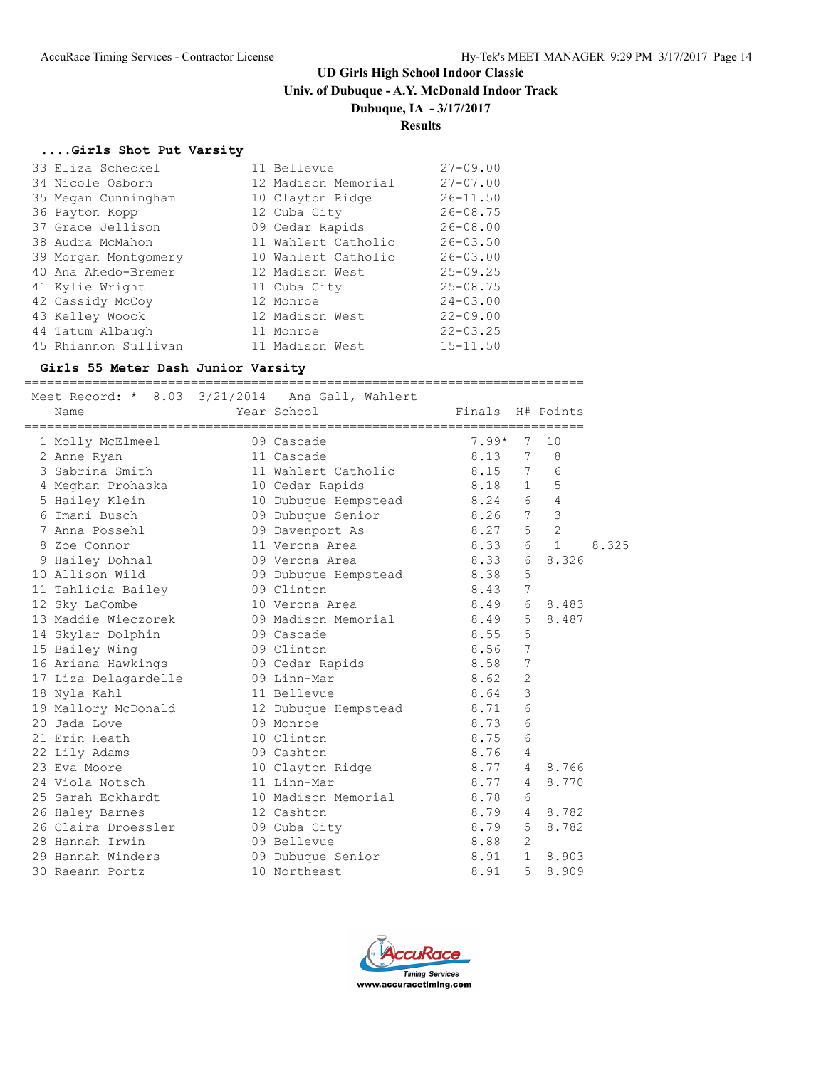# UD Girls High School Indoor Classic

**Univ. of Dubuque - A.Y. McDonald Indoor Track**

**Dubuque, IA - 3/17/2017**

**Results**

### ....Girls Shot Put Varsity

| | | | |
|---|---|---|---|
| 33 | Eliza Scheckel | 11 Bellevue | 27-09.00 |
| 34 | Nicole Osborn | 12 Madison Memorial | 27-07.00 |
| 35 | Megan Cunningham | 10 Clayton Ridge | 26-11.50 |
| 36 | Payton Kopp | 12 Cuba City | 26-08.75 |
| 37 | Grace Jellison | 09 Cedar Rapids | 26-08.00 |
| 38 | Audra McMahon | 11 Wahlert Catholic | 26-03.50 |
| 39 | Morgan Montgomery | 10 Wahlert Catholic | 26-03.00 |
| 40 | Ana Ahedo-Bremer | 12 Madison West | 25-09.25 |
| 41 | Kylie Wright | 11 Cuba City | 25-08.75 |
| 42 | Cassidy McCoy | 12 Monroe | 24-03.00 |
| 43 | Kelley Woock | 12 Madison West | 22-09.00 |
| 44 | Tatum Albaugh | 11 Monroe | 22-03.25 |
| 45 | Rhiannon Sullivan | 11 Madison West | 15-11.50 |

### Girls 55 Meter Dash Junior Varsity

Meet Record: * 8.03 3/21/2014 Ana Gall, Wahlert

| | Name | Year School | Finals | H# | Points | |
|---|---|---|---|---|---|---|
| 1 | Molly McElmeel | 09 Cascade | 7.99* | 7 | 10 | |
| 2 | Anne Ryan | 11 Cascade | 8.13 | 7 | 8 | |
| 3 | Sabrina Smith | 11 Wahlert Catholic | 8.15 | 7 | 6 | |
| 4 | Meghan Prohaska | 10 Cedar Rapids | 8.18 | 1 | 5 | |
| 5 | Hailey Klein | 10 Dubuque Hempstead | 8.24 | 6 | 4 | |
| 6 | Imani Busch | 09 Dubuque Senior | 8.26 | 7 | 3 | |
| 7 | Anna Possehl | 09 Davenport As | 8.27 | 5 | 2 | |
| 8 | Zoe Connor | 11 Verona Area | 8.33 | 6 | 1 | 8.325 |
| 9 | Hailey Dohnal | 09 Verona Area | 8.33 | 6 | 8.326 | |
| 10 | Allison Wild | 09 Dubuque Hempstead | 8.38 | 5 | | |
| 11 | Tahlicia Bailey | 09 Clinton | 8.43 | 7 | | |
| 12 | Sky LaCombe | 10 Verona Area | 8.49 | 6 | 8.483 | |
| 13 | Maddie Wieczorek | 09 Madison Memorial | 8.49 | 5 | 8.487 | |
| 14 | Skylar Dolphin | 09 Cascade | 8.55 | 5 | | |
| 15 | Bailey Wing | 09 Clinton | 8.56 | 7 | | |
| 16 | Ariana Hawkings | 09 Cedar Rapids | 8.58 | 7 | | |
| 17 | Liza Delagardelle | 09 Linn-Mar | 8.62 | 2 | | |
| 18 | Nyla Kahl | 11 Bellevue | 8.64 | 3 | | |
| 19 | Mallory McDonald | 12 Dubuque Hempstead | 8.71 | 6 | | |
| 20 | Jada Love | 09 Monroe | 8.73 | 6 | | |
| 21 | Erin Heath | 10 Clinton | 8.75 | 6 | | |
| 22 | Lily Adams | 09 Cashton | 8.76 | 4 | | |
| 23 | Eva Moore | 10 Clayton Ridge | 8.77 | 4 | 8.766 | |
| 24 | Viola Notsch | 11 Linn-Mar | 8.77 | 4 | 8.770 | |
| 25 | Sarah Eckhardt | 10 Madison Memorial | 8.78 | 6 | | |
| 26 | Haley Barnes | 12 Cashton | 8.79 | 4 | 8.782 | |
| 26 | Claira Droessler | 09 Cuba City | 8.79 | 5 | 8.782 | |
| 28 | Hannah Irwin | 09 Bellevue | 8.88 | 2 | | |
| 29 | Hannah Winders | 09 Dubuque Senior | 8.91 | 1 | 8.903 | |
| 30 | Raeann Portz | 10 Northeast | 8.91 | 5 | 8.909 | |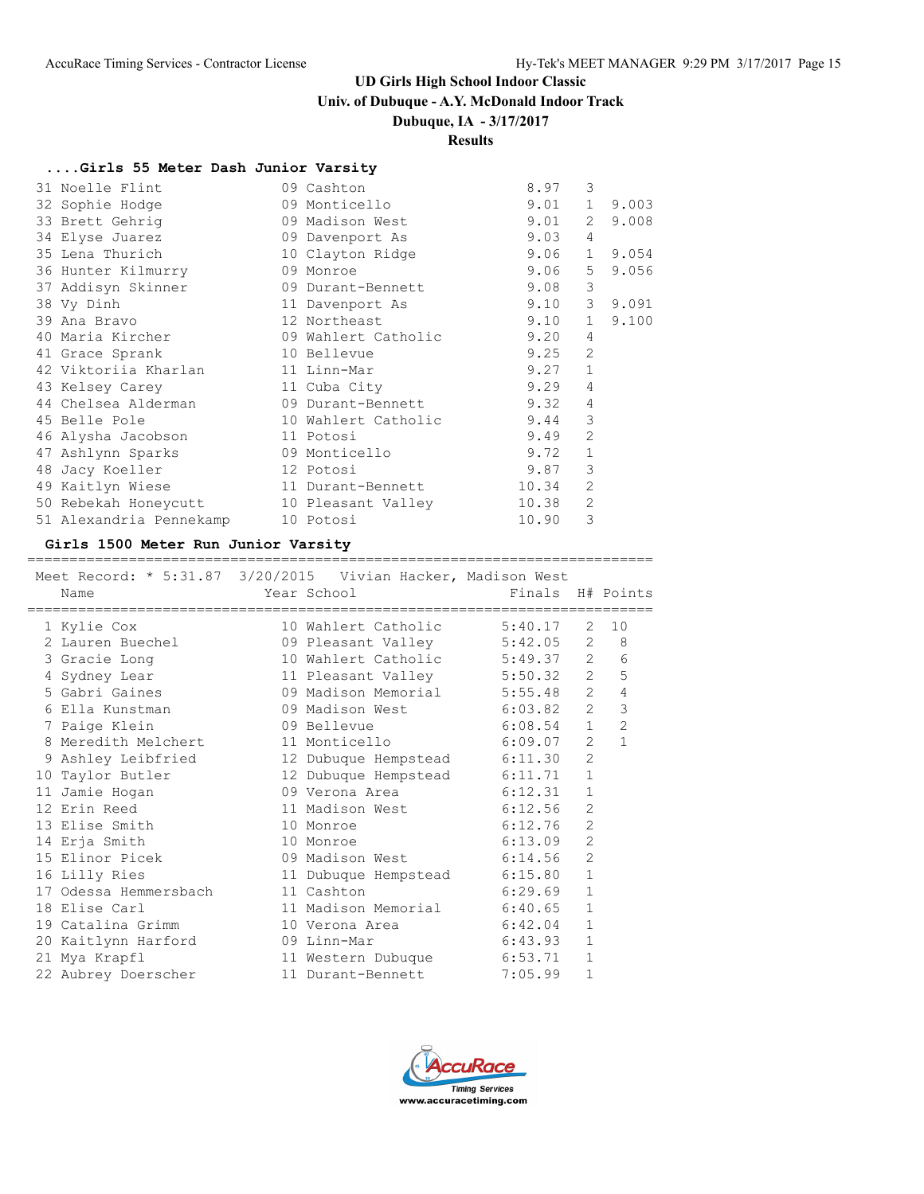# UD Girls High School Indoor Classic

**Univ. of Dubuque - A.Y. McDonald Indoor Track**

**Dubuque, IA - 3/17/2017**

**Results**

### ....Girls 55 Meter Dash Junior Varsity

| | Name | Year | School | Finals | H# | |
|---|---|---|---|---|---|---|
| 31 | Noelle Flint | 09 | Cashton | 8.97 | 3 | |
| 32 | Sophie Hodge | 09 | Monticello | 9.01 | 1 | 9.003 |
| 33 | Brett Gehrig | 09 | Madison West | 9.01 | 2 | 9.008 |
| 34 | Elyse Juarez | 09 | Davenport As | 9.03 | 4 | |
| 35 | Lena Thurich | 10 | Clayton Ridge | 9.06 | 1 | 9.054 |
| 36 | Hunter Kilmurry | 09 | Monroe | 9.06 | 5 | 9.056 |
| 37 | Addisyn Skinner | 09 | Durant-Bennett | 9.08 | 3 | |
| 38 | Vy Dinh | 11 | Davenport As | 9.10 | 3 | 9.091 |
| 39 | Ana Bravo | 12 | Northeast | 9.10 | 1 | 9.100 |
| 40 | Maria Kircher | 09 | Wahlert Catholic | 9.20 | 4 | |
| 41 | Grace Sprank | 10 | Bellevue | 9.25 | 2 | |
| 42 | Viktoriia Kharlan | 11 | Linn-Mar | 9.27 | 1 | |
| 43 | Kelsey Carey | 11 | Cuba City | 9.29 | 4 | |
| 44 | Chelsea Alderman | 09 | Durant-Bennett | 9.32 | 4 | |
| 45 | Belle Pole | 10 | Wahlert Catholic | 9.44 | 3 | |
| 46 | Alysha Jacobson | 11 | Potosi | 9.49 | 2 | |
| 47 | Ashlynn Sparks | 09 | Monticello | 9.72 | 1 | |
| 48 | Jacy Koeller | 12 | Potosi | 9.87 | 3 | |
| 49 | Kaitlyn Wiese | 11 | Durant-Bennett | 10.34 | 2 | |
| 50 | Rebekah Honeycutt | 10 | Pleasant Valley | 10.38 | 2 | |
| 51 | Alexandria Pennekamp | 10 | Potosi | 10.90 | 3 | |

### Girls 1500 Meter Run Junior Varsity

Meet Record: * 5:31.87 3/20/2015 Vivian Hacker, Madison West

| | Name | Year | School | Finals | H# | Points |
|---|---|---|---|---|---|---|
| 1 | Kylie Cox | 10 | Wahlert Catholic | 5:40.17 | 2 | 10 |
| 2 | Lauren Buechel | 09 | Pleasant Valley | 5:42.05 | 2 | 8 |
| 3 | Gracie Long | 10 | Wahlert Catholic | 5:49.37 | 2 | 6 |
| 4 | Sydney Lear | 11 | Pleasant Valley | 5:50.32 | 2 | 5 |
| 5 | Gabri Gaines | 09 | Madison Memorial | 5:55.48 | 2 | 4 |
| 6 | Ella Kunstman | 09 | Madison West | 6:03.82 | 2 | 3 |
| 7 | Paige Klein | 09 | Bellevue | 6:08.54 | 1 | 2 |
| 8 | Meredith Melchert | 11 | Monticello | 6:09.07 | 2 | 1 |
| 9 | Ashley Leibfried | 12 | Dubuque Hempstead | 6:11.30 | 2 | |
| 10 | Taylor Butler | 12 | Dubuque Hempstead | 6:11.71 | 1 | |
| 11 | Jamie Hogan | 09 | Verona Area | 6:12.31 | 1 | |
| 12 | Erin Reed | 11 | Madison West | 6:12.56 | 2 | |
| 13 | Elise Smith | 10 | Monroe | 6:12.76 | 2 | |
| 14 | Erja Smith | 10 | Monroe | 6:13.09 | 2 | |
| 15 | Elinor Picek | 09 | Madison West | 6:14.56 | 2 | |
| 16 | Lilly Ries | 11 | Dubuque Hempstead | 6:15.80 | 1 | |
| 17 | Odessa Hemmersbach | 11 | Cashton | 6:29.69 | 1 | |
| 18 | Elise Carl | 11 | Madison Memorial | 6:40.65 | 1 | |
| 19 | Catalina Grimm | 10 | Verona Area | 6:42.04 | 1 | |
| 20 | Kaitlynn Harford | 09 | Linn-Mar | 6:43.93 | 1 | |
| 21 | Mya Krapfl | 11 | Western Dubuque | 6:53.71 | 1 | |
| 22 | Aubrey Doerscher | 11 | Durant-Bennett | 7:05.99 | 1 | |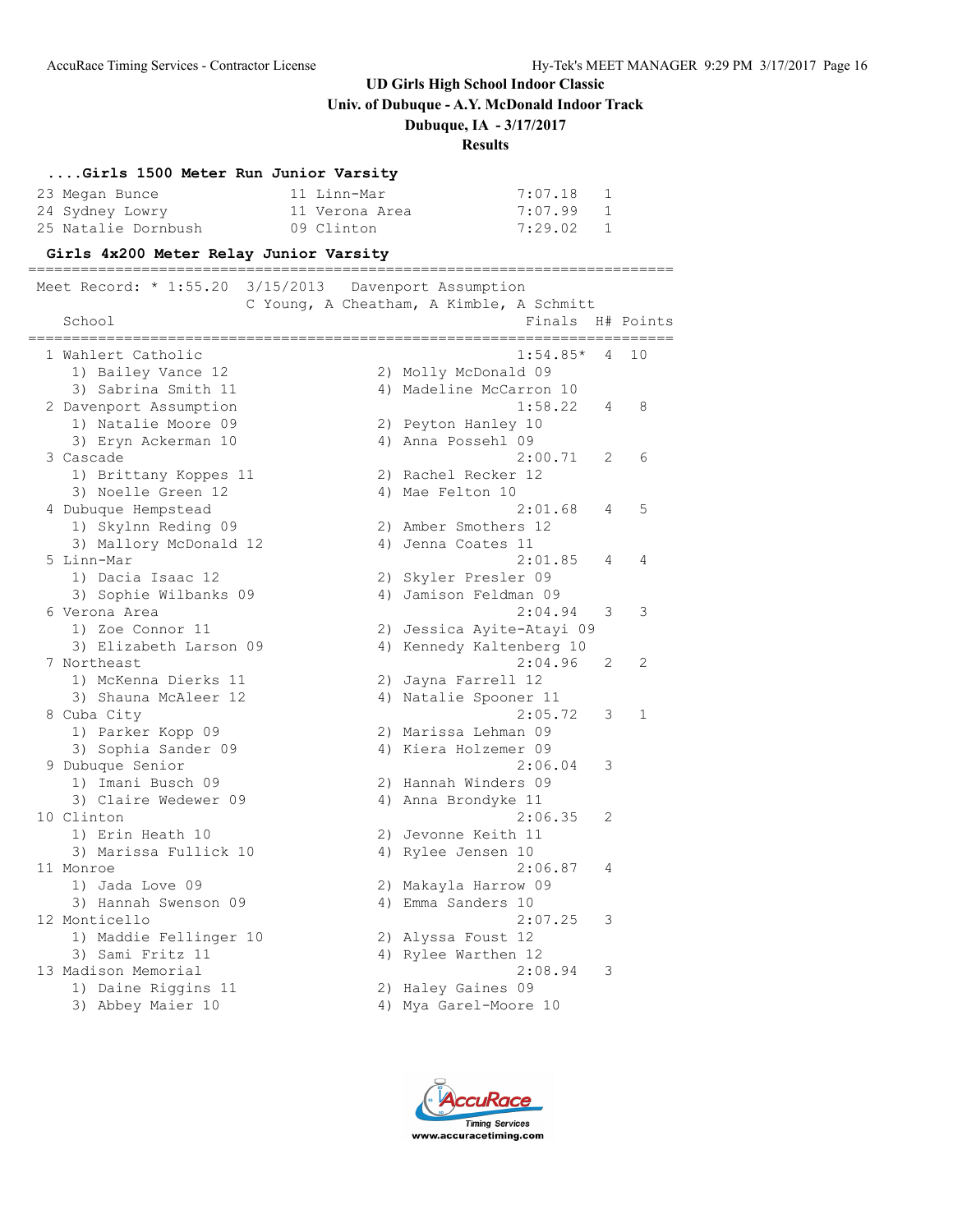## UD Girls High School Indoor Classic

**Univ. of Dubuque - A.Y. McDonald Indoor Track**

**Dubuque, IA - 3/17/2017**

**Results**

### ....Girls 1500 Meter Run Junior Varsity

| | | | | | |
|---|---|---|---|---|---|
| 23 | Megan Bunce | 11 | Linn-Mar | 7:07.18 | 1 |
| 24 | Sydney Lowry | 11 | Verona Area | 7:07.99 | 1 |
| 25 | Natalie Dornbush | 09 | Clinton | 7:29.02 | 1 |

### Girls 4x200 Meter Relay Junior Varsity

Meet Record: * 1:55.20 3/15/2013 Davenport Assumption
C Young, A Cheatham, A Kimble, A Schmitt

| School | | Finals | H# | Points |
|---|---|---|---|---|
| 1 Wahlert Catholic | | 1:54.85* | 4 | 10 |
| 1) Bailey Vance 12 | 2) Molly McDonald 09 | | | |
| 3) Sabrina Smith 11 | 4) Madeline McCarron 10 | | | |
| 2 Davenport Assumption | | 1:58.22 | 4 | 8 |
| 1) Natalie Moore 09 | 2) Peyton Hanley 10 | | | |
| 3) Eryn Ackerman 10 | 4) Anna Possehl 09 | | | |
| 3 Cascade | | 2:00.71 | 2 | 6 |
| 1) Brittany Koppes 11 | 2) Rachel Recker 12 | | | |
| 3) Noelle Green 12 | 4) Mae Felton 10 | | | |
| 4 Dubuque Hempstead | | 2:01.68 | 4 | 5 |
| 1) Skylnn Reding 09 | 2) Amber Smothers 12 | | | |
| 3) Mallory McDonald 12 | 4) Jenna Coates 11 | | | |
| 5 Linn-Mar | | 2:01.85 | 4 | 4 |
| 1) Dacia Isaac 12 | 2) Skyler Presler 09 | | | |
| 3) Sophie Wilbanks 09 | 4) Jamison Feldman 09 | | | |
| 6 Verona Area | | 2:04.94 | 3 | 3 |
| 1) Zoe Connor 11 | 2) Jessica Ayite-Atayi 09 | | | |
| 3) Elizabeth Larson 09 | 4) Kennedy Kaltenberg 10 | | | |
| 7 Northeast | | 2:04.96 | 2 | 2 |
| 1) McKenna Dierks 11 | 2) Jayna Farrell 12 | | | |
| 3) Shauna McAleer 12 | 4) Natalie Spooner 11 | | | |
| 8 Cuba City | | 2:05.72 | 3 | 1 |
| 1) Parker Kopp 09 | 2) Marissa Lehman 09 | | | |
| 3) Sophia Sander 09 | 4) Kiera Holzemer 09 | | | |
| 9 Dubuque Senior | | 2:06.04 | 3 | |
| 1) Imani Busch 09 | 2) Hannah Winders 09 | | | |
| 3) Claire Wedewer 09 | 4) Anna Brondyke 11 | | | |
| 10 Clinton | | 2:06.35 | 2 | |
| 1) Erin Heath 10 | 2) Jevonne Keith 11 | | | |
| 3) Marissa Fullick 10 | 4) Rylee Jensen 10 | | | |
| 11 Monroe | | 2:06.87 | 4 | |
| 1) Jada Love 09 | 2) Makayla Harrow 09 | | | |
| 3) Hannah Swenson 09 | 4) Emma Sanders 10 | | | |
| 12 Monticello | | 2:07.25 | 3 | |
| 1) Maddie Fellinger 10 | 2) Alyssa Foust 12 | | | |
| 3) Sami Fritz 11 | 4) Rylee Warthen 12 | | | |
| 13 Madison Memorial | | 2:08.94 | 3 | |
| 1) Daine Riggins 11 | 2) Haley Gaines 09 | | | |
| 3) Abbey Maier 10 | 4) Mya Garel-Moore 10 | | | |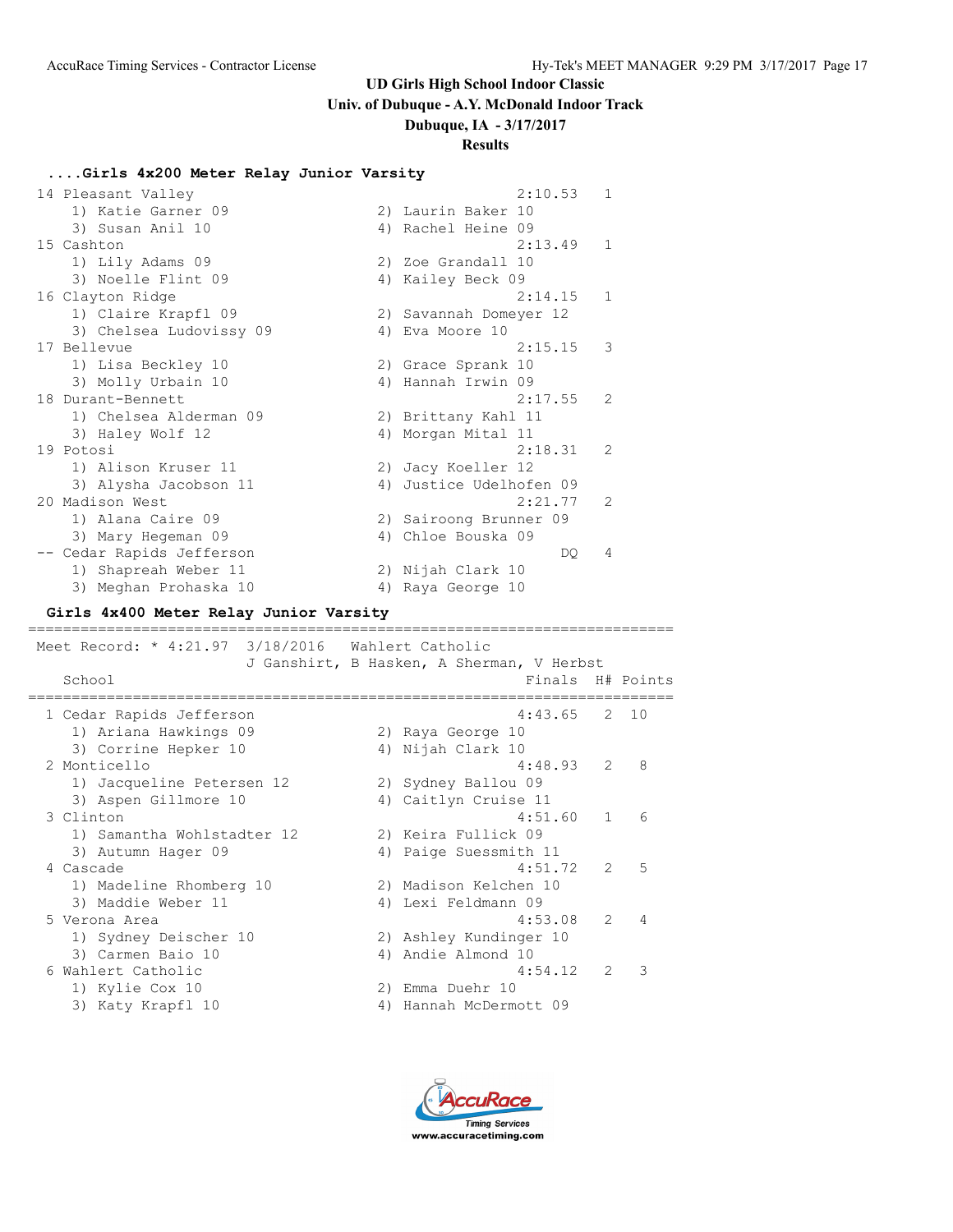# UD Girls High School Indoor Classic

**Univ. of Dubuque - A.Y. McDonald Indoor Track**

**Dubuque, IA - 3/17/2017**

**Results**

### ....Girls 4x200 Meter Relay Junior Varsity

```
 14 Pleasant Valley                                    2:10.53   1
    1) Katie Garner 09                 2) Laurin Baker 10
    3) Susan Anil 10                   4) Rachel Heine 09
 15 Cashton                                            2:13.49   1
    1) Lily Adams 09                   2) Zoe Grandall 10
    3) Noelle Flint 09                 4) Kailey Beck 09
 16 Clayton Ridge                                      2:14.15   1
    1) Claire Krapfl 09                2) Savannah Domeyer 12
    3) Chelsea Ludovissy 09            4) Eva Moore 10
 17 Bellevue                                           2:15.15   3
    1) Lisa Beckley 10                 2) Grace Sprank 10
    3) Molly Urbain 10                 4) Hannah Irwin 09
 18 Durant-Bennett                                     2:17.55   2
    1) Chelsea Alderman 09             2) Brittany Kahl 11
    3) Haley Wolf 12                   4) Morgan Mital 11
 19 Potosi                                             2:18.31   2
    1) Alison Kruser 11                2) Jacy Koeller 12
    3) Alysha Jacobson 11              4) Justice Udelhofen 09
 20 Madison West                                       2:21.77   2
    1) Alana Caire 09                  2) Sairoong Brunner 09
    3) Mary Hegeman 09                 4) Chloe Bouska 09
 -- Cedar Rapids Jefferson                                  DQ   4
    1) Shapreah Weber 11               2) Nijah Clark 10
    3) Meghan Prohaska 10              4) Raya George 10
```

### Girls 4x400 Meter Relay Junior Varsity

```
==========================================================================
 Meet Record: * 4:21.97  3/18/2016   Wahlert Catholic
                         J Ganshirt, B Hasken, A Sherman, V Herbst
    School                                           Finals  H# Points
==========================================================================
  1 Cedar Rapids Jefferson                           4:43.65   2  10
    1) Ariana Hawkings 09              2) Raya George 10
    3) Corrine Hepker 10               4) Nijah Clark 10
  2 Monticello                                       4:48.93   2   8
    1) Jacqueline Petersen 12          2) Sydney Ballou 09
    3) Aspen Gillmore 10               4) Caitlyn Cruise 11
  3 Clinton                                          4:51.60   1   6
    1) Samantha Wohlstadter 12         2) Keira Fullick 09
    3) Autumn Hager 09                 4) Paige Suessmith 11
  4 Cascade                                          4:51.72   2   5
    1) Madeline Rhomberg 10            2) Madison Kelchen 10
    3) Maddie Weber 11                 4) Lexi Feldmann 09
  5 Verona Area                                      4:53.08   2   4
    1) Sydney Deischer 10              2) Ashley Kundinger 10
    3) Carmen Baio 10                  4) Andie Almond 10
  6 Wahlert Catholic                                 4:54.12   2   3
    1) Kylie Cox 10                    2) Emma Duehr 10
    3) Katy Krapfl 10                  4) Hannah McDermott 09
```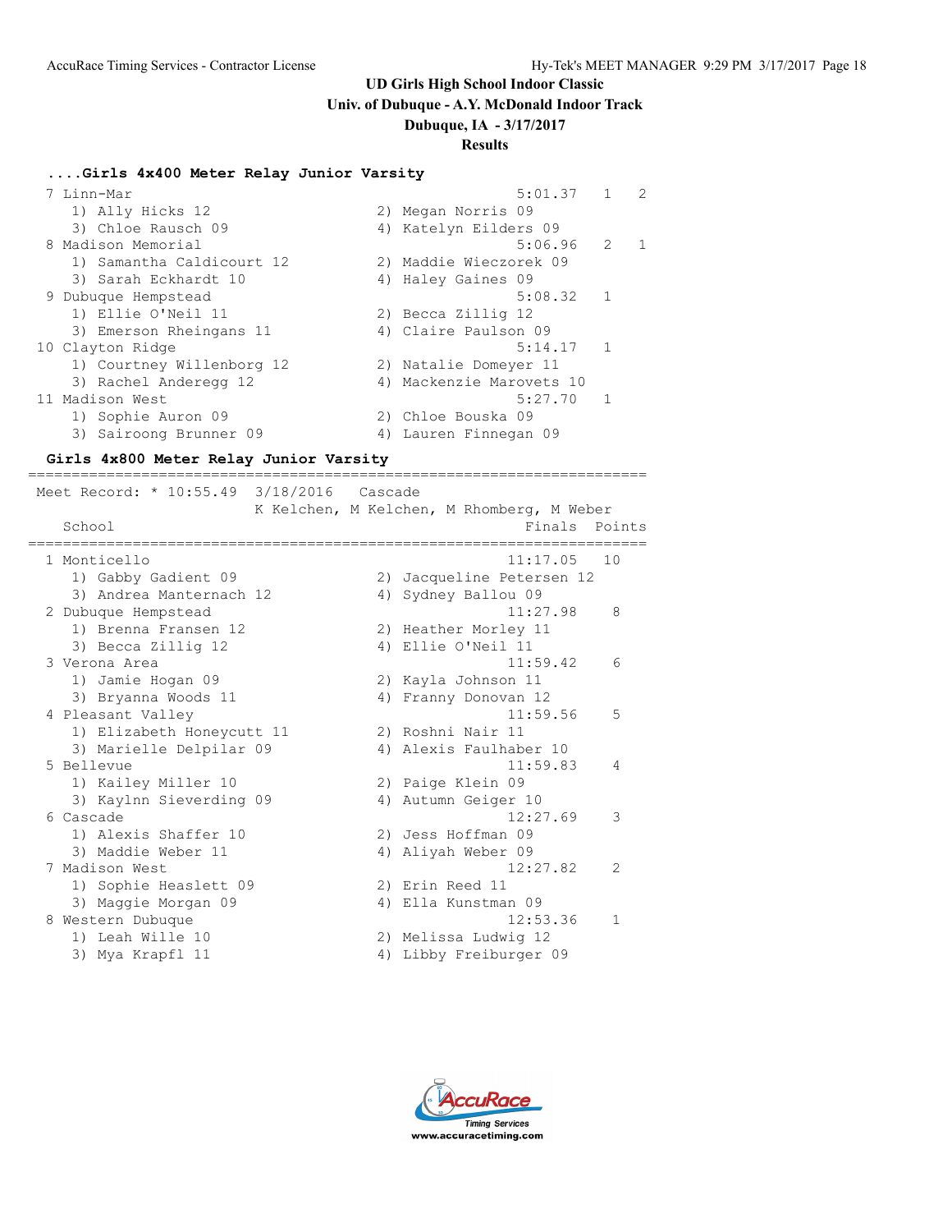# UD Girls High School Indoor Classic

**Univ. of Dubuque - A.Y. McDonald Indoor Track**

**Dubuque, IA - 3/17/2017**

**Results**

### ....Girls 4x400 Meter Relay Junior Varsity

```
 7 Linn-Mar                                          5:01.37   1   2
    1) Ally Hicks 12                2) Megan Norris 09
    3) Chloe Rausch 09              4) Katelyn Eilders 09
 8 Madison Memorial                                  5:06.96   2   1
    1) Samantha Caldicourt 12       2) Maddie Wieczorek 09
    3) Sarah Eckhardt 10            4) Haley Gaines 09
 9 Dubuque Hempstead                                 5:08.32   1
    1) Ellie O'Neil 11              2) Becca Zillig 12
    3) Emerson Rheingans 11         4) Claire Paulson 09
10 Clayton Ridge                                     5:14.17   1
    1) Courtney Willenborg 12       2) Natalie Domeyer 11
    3) Rachel Anderegg 12           4) Mackenzie Marovets 10
11 Madison West                                      5:27.70   1
    1) Sophie Auron 09              2) Chloe Bouska 09
    3) Sairoong Brunner 09          4) Lauren Finnegan 09
```

### Girls 4x800 Meter Relay Junior Varsity

```
=======================================================================
 Meet Record: * 10:55.49  3/18/2016   Cascade
                         K Kelchen, M Kelchen, M Rhomberg, M Weber
    School                                            Finals  Points
=======================================================================
  1 Monticello                                      11:17.05   10
     1) Gabby Gadient 09              2) Jacqueline Petersen 12
     3) Andrea Manternach 12          4) Sydney Ballou 09
  2 Dubuque Hempstead                               11:27.98    8
     1) Brenna Fransen 12             2) Heather Morley 11
     3) Becca Zillig 12               4) Ellie O'Neil 11
  3 Verona Area                                     11:59.42    6
     1) Jamie Hogan 09                2) Kayla Johnson 11
     3) Bryanna Woods 11              4) Franny Donovan 12
  4 Pleasant Valley                                 11:59.56    5
     1) Elizabeth Honeycutt 11        2) Roshni Nair 11
     3) Marielle Delpilar 09          4) Alexis Faulhaber 10
  5 Bellevue                                        11:59.83    4
     1) Kailey Miller 10              2) Paige Klein 09
     3) Kaylnn Sieverding 09          4) Autumn Geiger 10
  6 Cascade                                         12:27.69    3
     1) Alexis Shaffer 10             2) Jess Hoffman 09
     3) Maddie Weber 11               4) Aliyah Weber 09
  7 Madison West                                    12:27.82    2
     1) Sophie Heaslett 09            2) Erin Reed 11
     3) Maggie Morgan 09              4) Ella Kunstman 09
  8 Western Dubuque                                 12:53.36    1
     1) Leah Wille 10                 2) Melissa Ludwig 12
     3) Mya Krapfl 11                 4) Libby Freiburger 09
```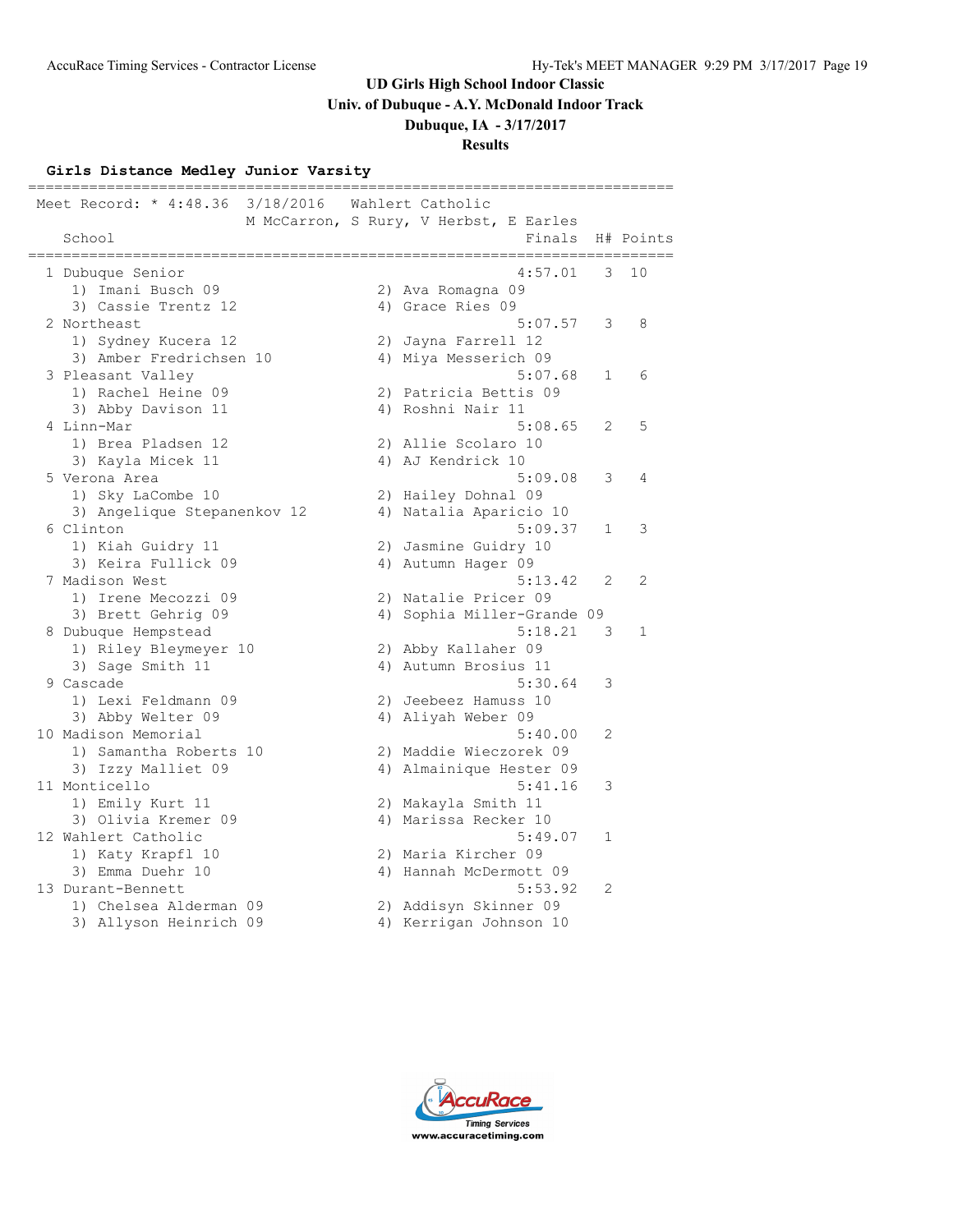# UD Girls High School Indoor Classic

**Univ. of Dubuque - A.Y. McDonald Indoor Track**

**Dubuque, IA - 3/17/2017**

**Results**

## Girls Distance Medley Junior Varsity

Meet Record: * 4:48.36 3/18/2016 Wahlert Catholic
M McCarron, S Rury, V Herbst, E Earles

| School | | Finals | H# | Points |
|---|---|---|---|---|
| 1 Dubuque Senior | | 4:57.01 | 3 | 10 |
| 1) Imani Busch 09 | 2) Ava Romagna 09 | | | |
| 3) Cassie Trentz 12 | 4) Grace Ries 09 | | | |
| 2 Northeast | | 5:07.57 | 3 | 8 |
| 1) Sydney Kucera 12 | 2) Jayna Farrell 12 | | | |
| 3) Amber Fredrichsen 10 | 4) Miya Messerich 09 | | | |
| 3 Pleasant Valley | | 5:07.68 | 1 | 6 |
| 1) Rachel Heine 09 | 2) Patricia Bettis 09 | | | |
| 3) Abby Davison 11 | 4) Roshni Nair 11 | | | |
| 4 Linn-Mar | | 5:08.65 | 2 | 5 |
| 1) Brea Pladsen 12 | 2) Allie Scolaro 10 | | | |
| 3) Kayla Micek 11 | 4) AJ Kendrick 10 | | | |
| 5 Verona Area | | 5:09.08 | 3 | 4 |
| 1) Sky LaCombe 10 | 2) Hailey Dohnal 09 | | | |
| 3) Angelique Stepanenkov 12 | 4) Natalia Aparicio 10 | | | |
| 6 Clinton | | 5:09.37 | 1 | 3 |
| 1) Kiah Guidry 11 | 2) Jasmine Guidry 10 | | | |
| 3) Keira Fullick 09 | 4) Autumn Hager 09 | | | |
| 7 Madison West | | 5:13.42 | 2 | 2 |
| 1) Irene Mecozzi 09 | 2) Natalie Pricer 09 | | | |
| 3) Brett Gehrig 09 | 4) Sophia Miller-Grande 09 | | | |
| 8 Dubuque Hempstead | | 5:18.21 | 3 | 1 |
| 1) Riley Bleymeyer 10 | 2) Abby Kallaher 09 | | | |
| 3) Sage Smith 11 | 4) Autumn Brosius 11 | | | |
| 9 Cascade | | 5:30.64 | 3 | |
| 1) Lexi Feldmann 09 | 2) Jeebeez Hamuss 10 | | | |
| 3) Abby Welter 09 | 4) Aliyah Weber 09 | | | |
| 10 Madison Memorial | | 5:40.00 | 2 | |
| 1) Samantha Roberts 10 | 2) Maddie Wieczorek 09 | | | |
| 3) Izzy Malliet 09 | 4) Almainique Hester 09 | | | |
| 11 Monticello | | 5:41.16 | 3 | |
| 1) Emily Kurt 11 | 2) Makayla Smith 11 | | | |
| 3) Olivia Kremer 09 | 4) Marissa Recker 10 | | | |
| 12 Wahlert Catholic | | 5:49.07 | 1 | |
| 1) Katy Krapfl 10 | 2) Maria Kircher 09 | | | |
| 3) Emma Duehr 10 | 4) Hannah McDermott 09 | | | |
| 13 Durant-Bennett | | 5:53.92 | 2 | |
| 1) Chelsea Alderman 09 | 2) Addisyn Skinner 09 | | | |
| 3) Allyson Heinrich 09 | 4) Kerrigan Johnson 10 | | | |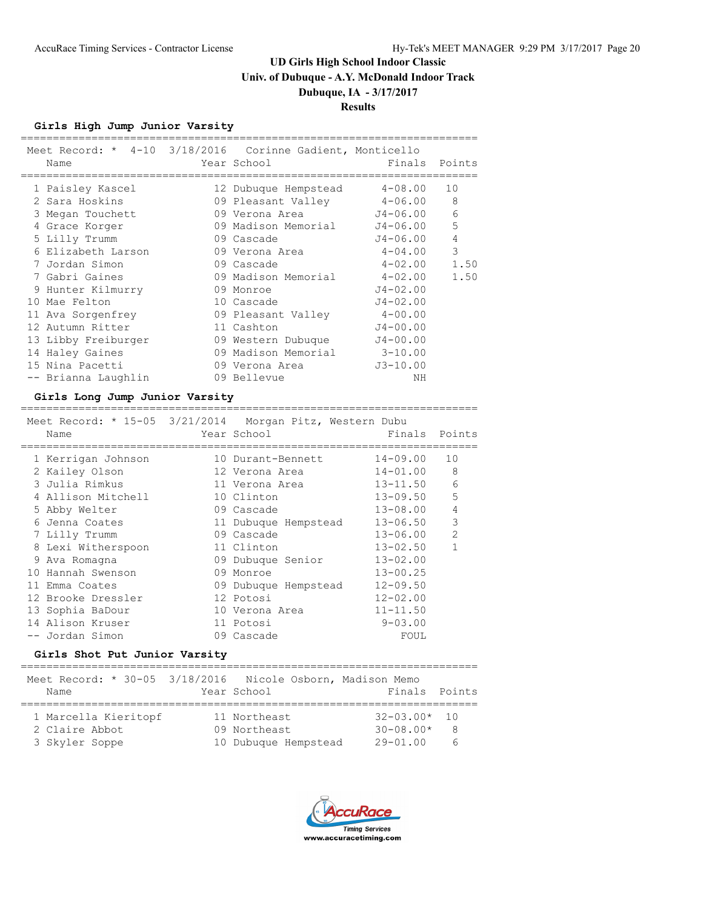# UD Girls High School Indoor Classic

**Univ. of Dubuque - A.Y. McDonald Indoor Track**

**Dubuque, IA - 3/17/2017**

**Results**

### Girls High Jump Junior Varsity

Meet Record: * 4-10 3/18/2016 Corinne Gadient, Monticello

| | Name | Year | School | Finals | Points |
|---|---|---|---|---|---|
| 1 | Paisley Kascel | 12 | Dubuque Hempstead | 4-08.00 | 10 |
| 2 | Sara Hoskins | 09 | Pleasant Valley | 4-06.00 | 8 |
| 3 | Megan Touchett | 09 | Verona Area | J4-06.00 | 6 |
| 4 | Grace Korger | 09 | Madison Memorial | J4-06.00 | 5 |
| 5 | Lilly Trumm | 09 | Cascade | J4-06.00 | 4 |
| 6 | Elizabeth Larson | 09 | Verona Area | 4-04.00 | 3 |
| 7 | Jordan Simon | 09 | Cascade | 4-02.00 | 1.50 |
| 7 | Gabri Gaines | 09 | Madison Memorial | 4-02.00 | 1.50 |
| 9 | Hunter Kilmurry | 09 | Monroe | J4-02.00 | |
| 10 | Mae Felton | 10 | Cascade | J4-02.00 | |
| 11 | Ava Sorgenfrey | 09 | Pleasant Valley | 4-00.00 | |
| 12 | Autumn Ritter | 11 | Cashton | J4-00.00 | |
| 13 | Libby Freiburger | 09 | Western Dubuque | J4-00.00 | |
| 14 | Haley Gaines | 09 | Madison Memorial | 3-10.00 | |
| 15 | Nina Pacetti | 09 | Verona Area | J3-10.00 | |
| -- | Brianna Laughlin | 09 | Bellevue | NH | |

### Girls Long Jump Junior Varsity

Meet Record: * 15-05 3/21/2014 Morgan Pitz, Western Dubu

| | Name | Year | School | Finals | Points |
|---|---|---|---|---|---|
| 1 | Kerrigan Johnson | 10 | Durant-Bennett | 14-09.00 | 10 |
| 2 | Kailey Olson | 12 | Verona Area | 14-01.00 | 8 |
| 3 | Julia Rimkus | 11 | Verona Area | 13-11.50 | 6 |
| 4 | Allison Mitchell | 10 | Clinton | 13-09.50 | 5 |
| 5 | Abby Welter | 09 | Cascade | 13-08.00 | 4 |
| 6 | Jenna Coates | 11 | Dubuque Hempstead | 13-06.50 | 3 |
| 7 | Lilly Trumm | 09 | Cascade | 13-06.00 | 2 |
| 8 | Lexi Witherspoon | 11 | Clinton | 13-02.50 | 1 |
| 9 | Ava Romagna | 09 | Dubuque Senior | 13-02.00 | |
| 10 | Hannah Swenson | 09 | Monroe | 13-00.25 | |
| 11 | Emma Coates | 09 | Dubuque Hempstead | 12-09.50 | |
| 12 | Brooke Dressler | 12 | Potosi | 12-02.00 | |
| 13 | Sophia BaDour | 10 | Verona Area | 11-11.50 | |
| 14 | Alison Kruser | 11 | Potosi | 9-03.00 | |
| -- | Jordan Simon | 09 | Cascade | FOUL | |

### Girls Shot Put Junior Varsity

Meet Record: * 30-05 3/18/2016 Nicole Osborn, Madison Memo

| | Name | Year | School | Finals | Points |
|---|---|---|---|---|---|
| 1 | Marcella Kieritopf | 11 | Northeast | 32-03.00* | 10 |
| 2 | Claire Abbot | 09 | Northeast | 30-08.00* | 8 |
| 3 | Skyler Soppe | 10 | Dubuque Hempstead | 29-01.00 | 6 |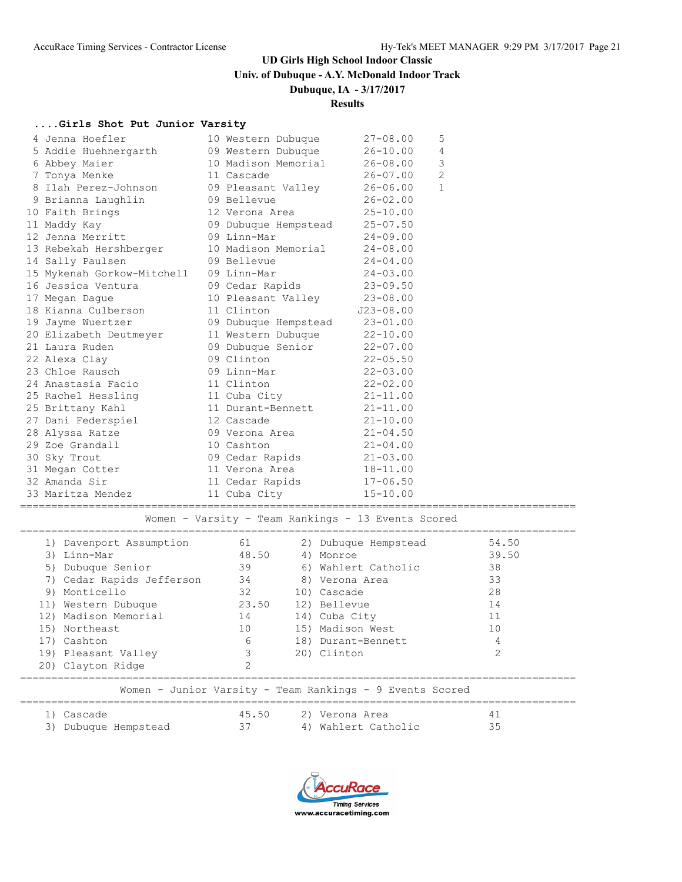# UD Girls High School Indoor Classic

**Univ. of Dubuque - A.Y. McDonald Indoor Track**

**Dubuque, IA - 3/17/2017**

**Results**

### ....Girls Shot Put Junior Varsity

| | | | | | |
|---|---|---|---|---|---|
| 4 | Jenna Hoefler | 10 Western Dubuque | 27-08.00 | 5 |
| 5 | Addie Huehnergarth | 09 Western Dubuque | 26-10.00 | 4 |
| 6 | Abbey Maier | 10 Madison Memorial | 26-08.00 | 3 |
| 7 | Tonya Menke | 11 Cascade | 26-07.00 | 2 |
| 8 | Ilah Perez-Johnson | 09 Pleasant Valley | 26-06.00 | 1 |
| 9 | Brianna Laughlin | 09 Bellevue | 26-02.00 | |
| 10 | Faith Brings | 12 Verona Area | 25-10.00 | |
| 11 | Maddy Kay | 09 Dubuque Hempstead | 25-07.50 | |
| 12 | Jenna Merritt | 09 Linn-Mar | 24-09.00 | |
| 13 | Rebekah Hershberger | 10 Madison Memorial | 24-08.00 | |
| 14 | Sally Paulsen | 09 Bellevue | 24-04.00 | |
| 15 | Mykenah Gorkow-Mitchell | 09 Linn-Mar | 24-03.00 | |
| 16 | Jessica Ventura | 09 Cedar Rapids | 23-09.50 | |
| 17 | Megan Dague | 10 Pleasant Valley | 23-08.00 | |
| 18 | Kianna Culberson | 11 Clinton | J23-08.00 | |
| 19 | Jayme Wuertzer | 09 Dubuque Hempstead | 23-01.00 | |
| 20 | Elizabeth Deutmeyer | 11 Western Dubuque | 22-10.00 | |
| 21 | Laura Ruden | 09 Dubuque Senior | 22-07.00 | |
| 22 | Alexa Clay | 09 Clinton | 22-05.50 | |
| 23 | Chloe Rausch | 09 Linn-Mar | 22-03.00 | |
| 24 | Anastasia Facio | 11 Clinton | 22-02.00 | |
| 25 | Rachel Hessling | 11 Cuba City | 21-11.00 | |
| 25 | Brittany Kahl | 11 Durant-Bennett | 21-11.00 | |
| 27 | Dani Federspiel | 12 Cascade | 21-10.00 | |
| 28 | Alyssa Ratze | 09 Verona Area | 21-04.50 | |
| 29 | Zoe Grandall | 10 Cashton | 21-04.00 | |
| 30 | Sky Trout | 09 Cedar Rapids | 21-03.00 | |
| 31 | Megan Cotter | 11 Verona Area | 18-11.00 | |
| 32 | Amanda Sir | 11 Cedar Rapids | 17-06.50 | |
| 33 | Maritza Mendez | 11 Cuba City | 15-10.00 | |

### Women - Varsity - Team Rankings - 13 Events Scored

| | | | |
|---|---|---|---|
| 1) Davenport Assumption | 61 | 2) Dubuque Hempstead | 54.50 |
| 3) Linn-Mar | 48.50 | 4) Monroe | 39.50 |
| 5) Dubuque Senior | 39 | 6) Wahlert Catholic | 38 |
| 7) Cedar Rapids Jefferson | 34 | 8) Verona Area | 33 |
| 9) Monticello | 32 | 10) Cascade | 28 |
| 11) Western Dubuque | 23.50 | 12) Bellevue | 14 |
| 12) Madison Memorial | 14 | 14) Cuba City | 11 |
| 15) Northeast | 10 | 15) Madison West | 10 |
| 17) Cashton | 6 | 18) Durant-Bennett | 4 |
| 19) Pleasant Valley | 3 | 20) Clinton | 2 |
| 20) Clayton Ridge | 2 | | |

### Women - Junior Varsity - Team Rankings - 9 Events Scored

| | | | |
|---|---|---|---|
| 1) Cascade | 45.50 | 2) Verona Area | 41 |
| 3) Dubuque Hempstead | 37 | 4) Wahlert Catholic | 35 |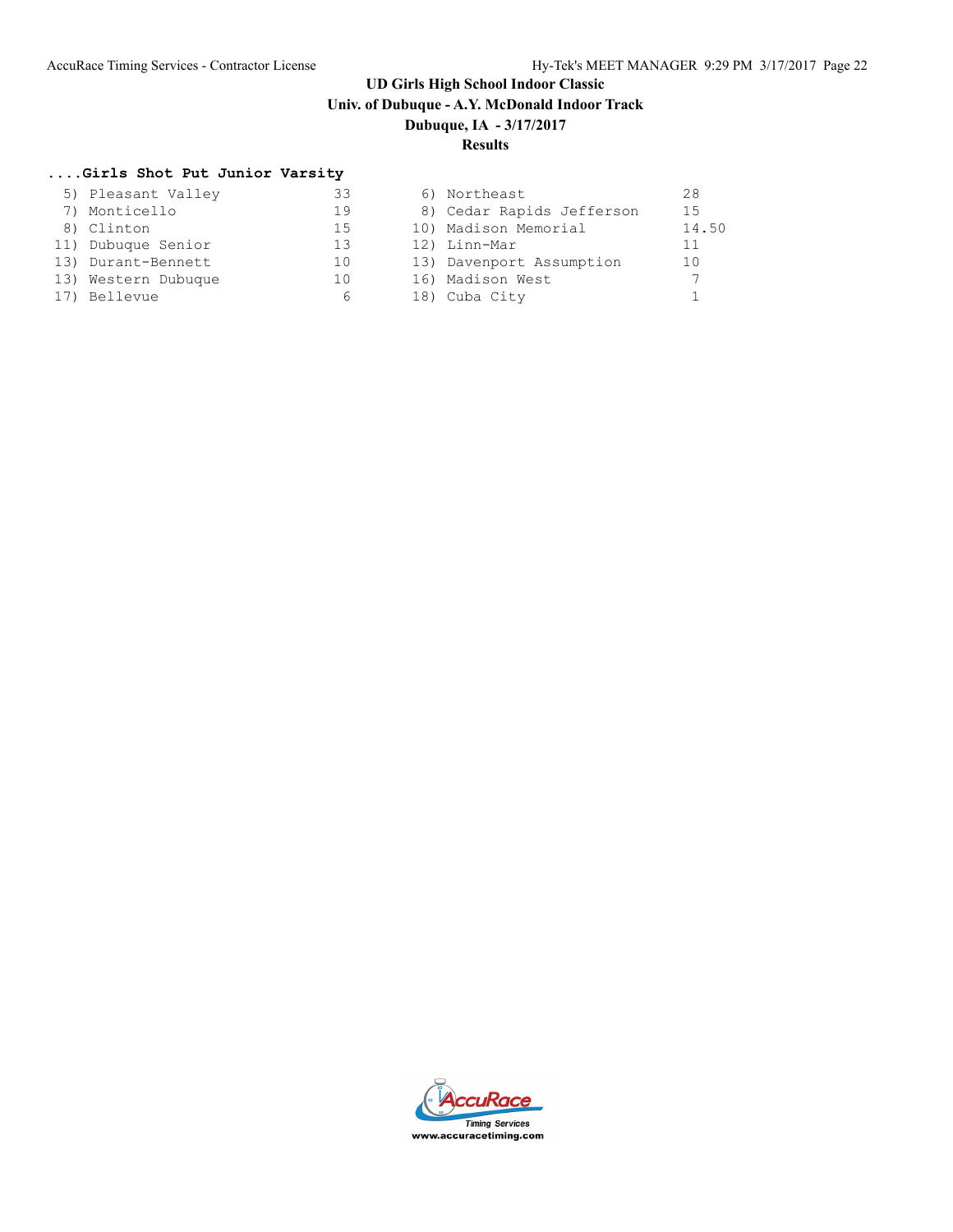#### ....Girls Shot Put Junior Varsity

| | | | |
|---|---|---|---|
| 5) Pleasant Valley | 33 | 6) Northeast | 28 |
| 7) Monticello | 19 | 8) Cedar Rapids Jefferson | 15 |
| 8) Clinton | 15 | 10) Madison Memorial | 14.50 |
| 11) Dubuque Senior | 13 | 12) Linn-Mar | 11 |
| 13) Durant-Bennett | 10 | 13) Davenport Assumption | 10 |
| 13) Western Dubuque | 10 | 16) Madison West | 7 |
| 17) Bellevue | 6 | 18) Cuba City | 1 |